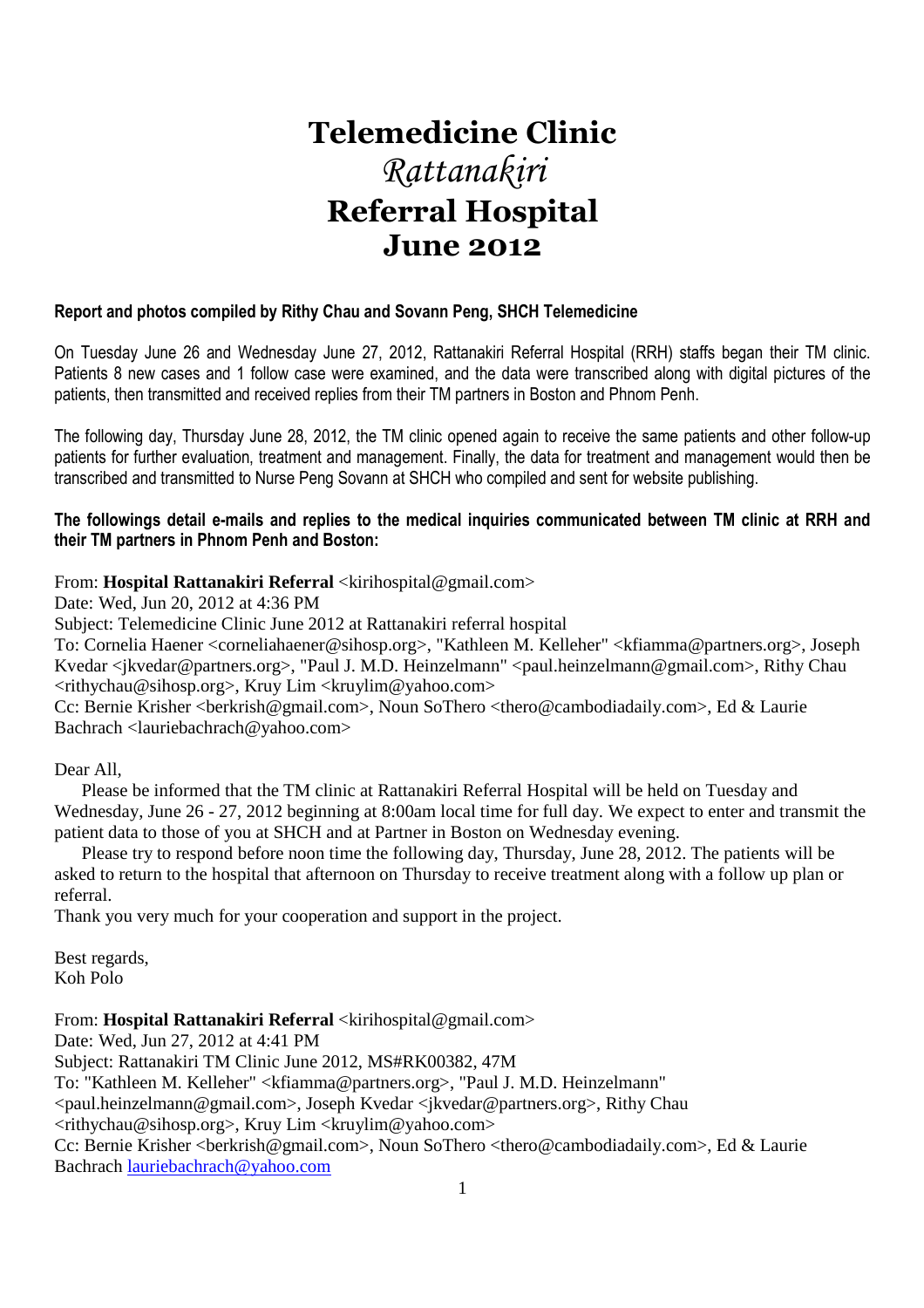# Telemedicine Clinic

# *Rattanakiri*

# Referral Hospital

# June 2012

**Report and photos compiled by Rithy Chau and Sovann Peng, SHCH Telemedicine**

On Tuesday June 26 and Wednesday June 27, 2012, Rattanakiri Referral Hospital (RRH) staffs began their TM clinic. Patients 8 new cases and 1 follow case were examined, and the data were transcribed along with digital pictures of the patients, then transmitted and received replies from their TM partners in Boston and Phnom Penh.

The following day, Thursday June 28, 2012, the TM clinic opened again to receive the same patients and other follow-up patients for further evaluation, treatment and management. Finally, the data for treatment and management would then be transcribed and transmitted to Nurse Peng Sovann at SHCH who compiled and sent for website publishing.

**The followings detail e-mails and replies to the medical inquiries communicated between TM clinic at RRH and their TM partners in Phnom Penh and Boston:**

From: **Hospital Rattanakiri Referral** <kirihospital@gmail.com>
Date: Wed, Jun 20, 2012 at 4:36 PM
Subject: Telemedicine Clinic June 2012 at Rattanakiri referral hospital
To: Cornelia Haener <corneliahaener@sihosp.org>, "Kathleen M. Kelleher" <kfiamma@partners.org>, Joseph Kvedar <jkvedar@partners.org>, "Paul J. M.D. Heinzelmann" <paul.heinzelmann@gmail.com>, Rithy Chau <rithychau@sihosp.org>, Kruy Lim <kruylim@yahoo.com>
Cc: Bernie Krisher <berkrish@gmail.com>, Noun SoThero <thero@cambodiadaily.com>, Ed & Laurie Bachrach <lauriebachrach@yahoo.com>

Dear All,

Please be informed that the TM clinic at Rattanakiri Referral Hospital will be held on Tuesday and Wednesday, June 26 - 27, 2012 beginning at 8:00am local time for full day. We expect to enter and transmit the patient data to those of you at SHCH and at Partner in Boston on Wednesday evening.

Please try to respond before noon time the following day, Thursday, June 28, 2012. The patients will be asked to return to the hospital that afternoon on Thursday to receive treatment along with a follow up plan or referral.

Thank you very much for your cooperation and support in the project.

Best regards,
Koh Polo

From: **Hospital Rattanakiri Referral** <kirihospital@gmail.com>
Date: Wed, Jun 27, 2012 at 4:41 PM
Subject: Rattanakiri TM Clinic June 2012, MS#RK00382, 47M
To: "Kathleen M. Kelleher" <kfiamma@partners.org>, "Paul J. M.D. Heinzelmann" <paul.heinzelmann@gmail.com>, Joseph Kvedar <jkvedar@partners.org>, Rithy Chau <rithychau@sihosp.org>, Kruy Lim <kruylim@yahoo.com>
Cc: Bernie Krisher <berkrish@gmail.com>, Noun SoThero <thero@cambodiadaily.com>, Ed & Laurie Bachrach lauriebachrach@yahoo.com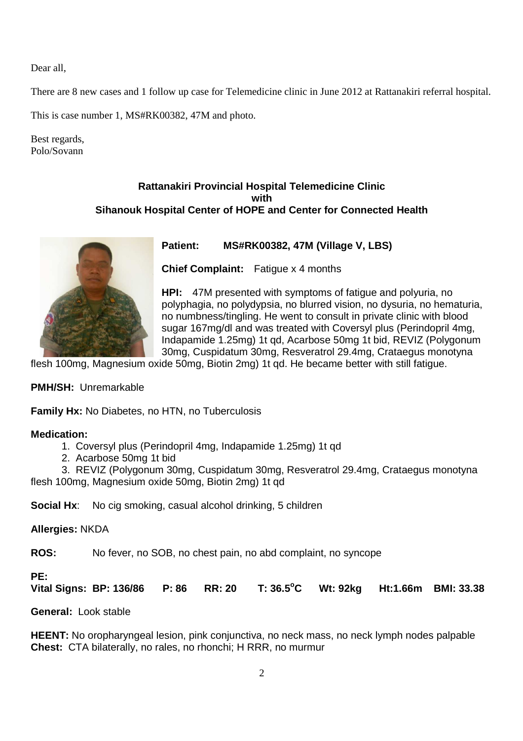Dear all,

There are 8 new cases and 1 follow up case for Telemedicine clinic in June 2012 at Rattanakiri referral hospital.

This is case number 1, MS#RK00382, 47M and photo.

Best regards,
Polo/Sovann

**Rattanakiri Provincial Hospital Telemedicine Clinic**
**with**
**Sihanouk Hospital Center of HOPE and Center for Connected Health**

**Patient:** **MS#RK00382, 47M (Village V, LBS)**

**Chief Complaint:** Fatigue x 4 months

**HPI:** 47M presented with symptoms of fatigue and polyuria, no polyphagia, no polydypsia, no blurred vision, no dysuria, no hematuria, no numbness/tingling. He went to consult in private clinic with blood sugar 167mg/dl and was treated with Coversyl plus (Perindopril 4mg, Indapamide 1.25mg) 1t qd, Acarbose 50mg 1t bid, REVIZ (Polygonum 30mg, Cuspidatum 30mg, Resveratrol 29.4mg, Crataegus monotyna flesh 100mg, Magnesium oxide 50mg, Biotin 2mg) 1t qd. He became better with still fatigue.

**PMH/SH:** Unremarkable

**Family Hx:** No Diabetes, no HTN, no Tuberculosis

**Medication:**

1. Coversyl plus (Perindopril 4mg, Indapamide 1.25mg) 1t qd
2. Acarbose 50mg 1t bid
3. REVIZ (Polygonum 30mg, Cuspidatum 30mg, Resveratrol 29.4mg, Crataegus monotyna flesh 100mg, Magnesium oxide 50mg, Biotin 2mg) 1t qd

**Social Hx**: No cig smoking, casual alcohol drinking, 5 children

**Allergies:** NKDA

**ROS:** No fever, no SOB, no chest pain, no abd complaint, no syncope

**PE:**
**Vital Signs: BP: 136/86 P: 86 RR: 20 T: 36.5°C Wt: 92kg Ht:1.66m BMI: 33.38**

**General:** Look stable

**HEENT:** No oropharyngeal lesion, pink conjunctiva, no neck mass, no neck lymph nodes palpable
**Chest:** CTA bilaterally, no rales, no rhonchi; H RRR, no murmur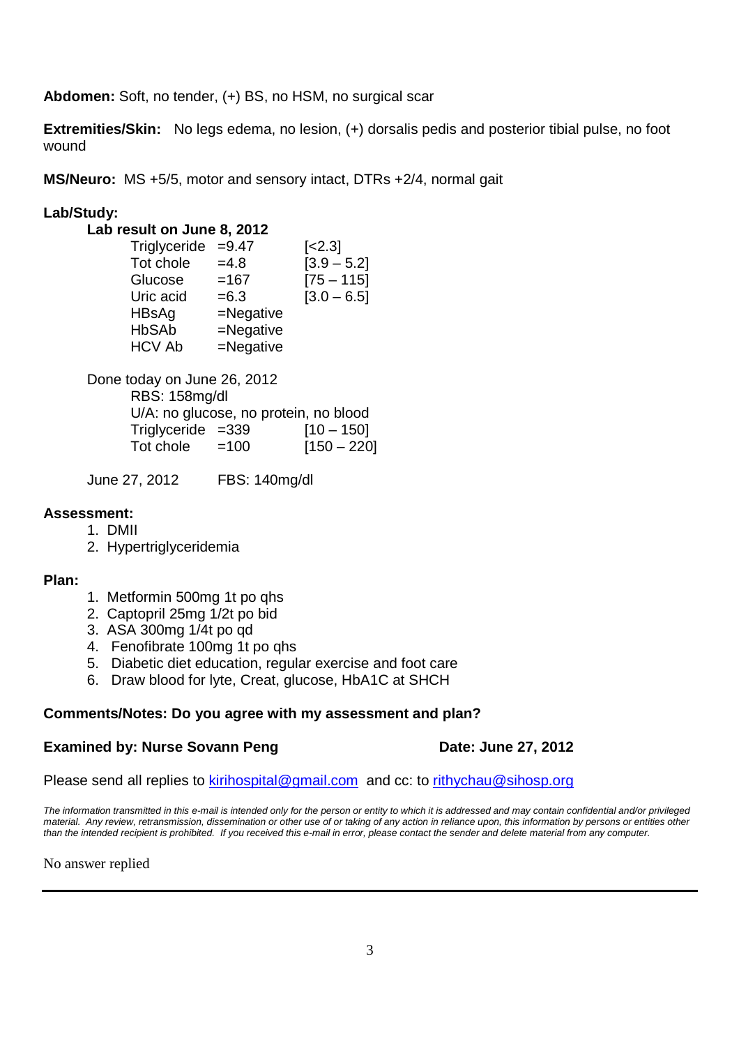**Abdomen:** Soft, no tender, (+) BS, no HSM, no surgical scar

**Extremities/Skin:** No legs edema, no lesion, (+) dorsalis pedis and posterior tibial pulse, no foot wound

**MS/Neuro:** MS +5/5, motor and sensory intact, DTRs +2/4, normal gait

**Lab/Study:**

**Lab result on June 8, 2012**

| Test | Result | Reference |
|---|---|---|
| Triglyceride | =9.47 | [<2.3] |
| Tot chole | =4.8 | [3.9 – 5.2] |
| Glucose | =167 | [75 – 115] |
| Uric acid | =6.3 | [3.0 – 6.5] |
| HBsAg | =Negative | |
| HbSAb | =Negative | |
| HCV Ab | =Negative | |

Done today on June 26, 2012

RBS: 158mg/dl

U/A: no glucose, no protein, no blood

| Test | Result | Reference |
|---|---|---|
| Triglyceride | =339 | [10 – 150] |
| Tot chole | =100 | [150 – 220] |

June 27, 2012 FBS: 140mg/dl

**Assessment:**

1. DMII
2. Hypertriglyceridemia

**Plan:**

1. Metformin 500mg 1t po qhs
2. Captopril 25mg 1/2t po bid
3. ASA 300mg 1/4t po qd
4. Fenofibrate 100mg 1t po qhs
5. Diabetic diet education, regular exercise and foot care
6. Draw blood for lyte, Creat, glucose, HbA1C at SHCH

**Comments/Notes: Do you agree with my assessment and plan?**

**Examined by: Nurse Sovann Peng** **Date: June 27, 2012**

Please send all replies to kirihospital@gmail.com and cc: to rithychau@sihosp.org

*The information transmitted in this e-mail is intended only for the person or entity to which it is addressed and may contain confidential and/or privileged material. Any review, retransmission, dissemination or other use of or taking of any action in reliance upon, this information by persons or entities other than the intended recipient is prohibited. If you received this e-mail in error, please contact the sender and delete material from any computer.*

No answer replied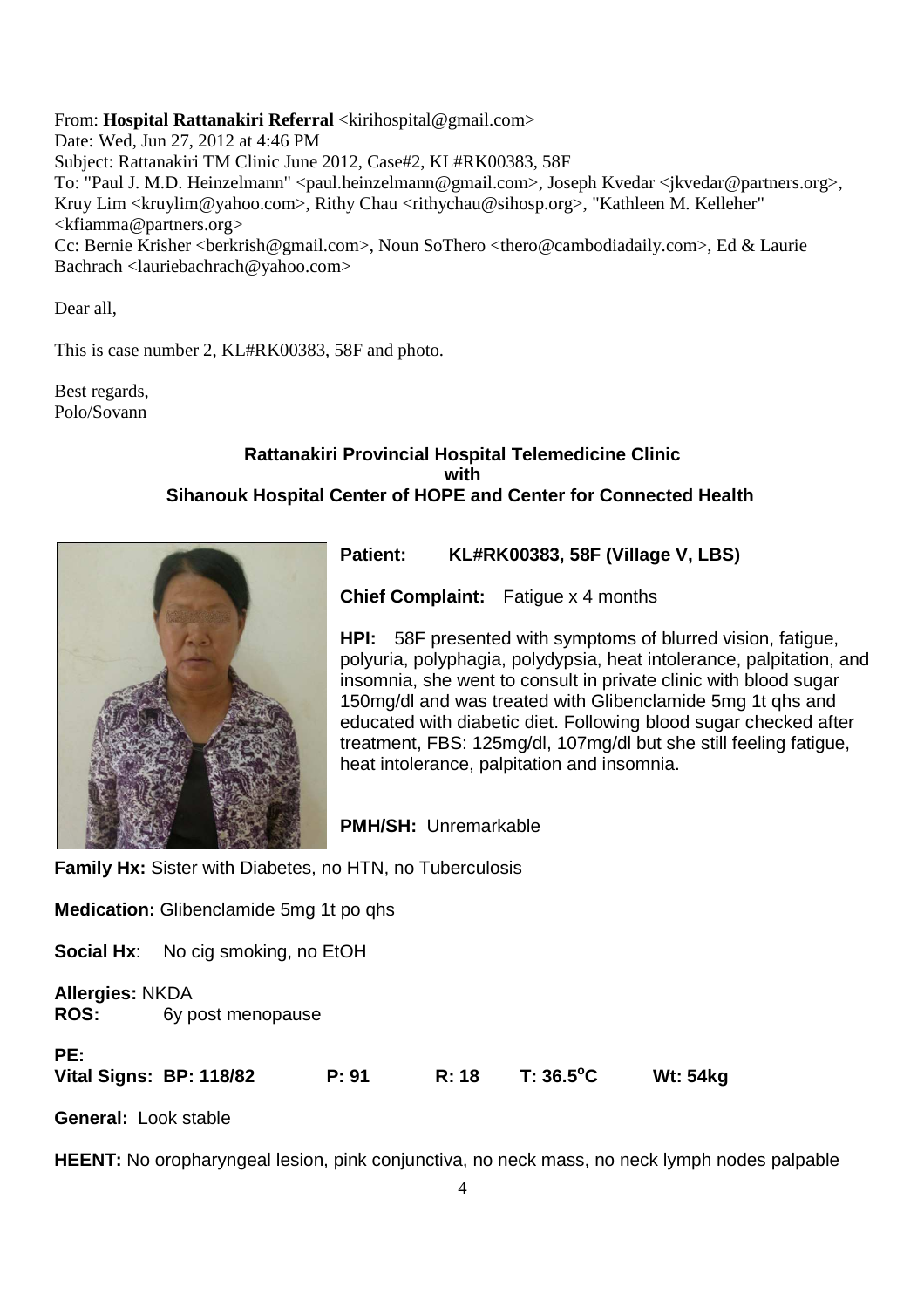From: **Hospital Rattanakiri Referral** <kirihospital@gmail.com>
Date: Wed, Jun 27, 2012 at 4:46 PM
Subject: Rattanakiri TM Clinic June 2012, Case#2, KL#RK00383, 58F
To: "Paul J. M.D. Heinzelmann" <paul.heinzelmann@gmail.com>, Joseph Kvedar <jkvedar@partners.org>, Kruy Lim <kruylim@yahoo.com>, Rithy Chau <rithychau@sihosp.org>, "Kathleen M. Kelleher" <kfiamma@partners.org>
Cc: Bernie Krisher <berkrish@gmail.com>, Noun SoThero <thero@cambodiadaily.com>, Ed & Laurie Bachrach <lauriebachrach@yahoo.com>

Dear all,

This is case number 2, KL#RK00383, 58F and photo.

Best regards,
Polo/Sovann

**Rattanakiri Provincial Hospital Telemedicine Clinic**
**with**
**Sihanouk Hospital Center of HOPE and Center for Connected Health**

**Patient:** **KL#RK00383, 58F (Village V, LBS)**

**Chief Complaint:** Fatigue x 4 months

**HPI:** 58F presented with symptoms of blurred vision, fatigue, polyuria, polyphagia, polydypsia, heat intolerance, palpitation, and insomnia, she went to consult in private clinic with blood sugar 150mg/dl and was treated with Glibenclamide 5mg 1t qhs and educated with diabetic diet. Following blood sugar checked after treatment, FBS: 125mg/dl, 107mg/dl but she still feeling fatigue, heat intolerance, palpitation and insomnia.

**PMH/SH:** Unremarkable

**Family Hx:** Sister with Diabetes, no HTN, no Tuberculosis

**Medication:** Glibenclamide 5mg 1t po qhs

**Social Hx**: No cig smoking, no EtOH

**Allergies:** NKDA
**ROS:** 6y post menopause

**PE:**
**Vital Signs: BP: 118/82 P: 91 R: 18 T: 36.5°C Wt: 54kg**

**General:** Look stable

**HEENT:** No oropharyngeal lesion, pink conjunctiva, no neck mass, no neck lymph nodes palpable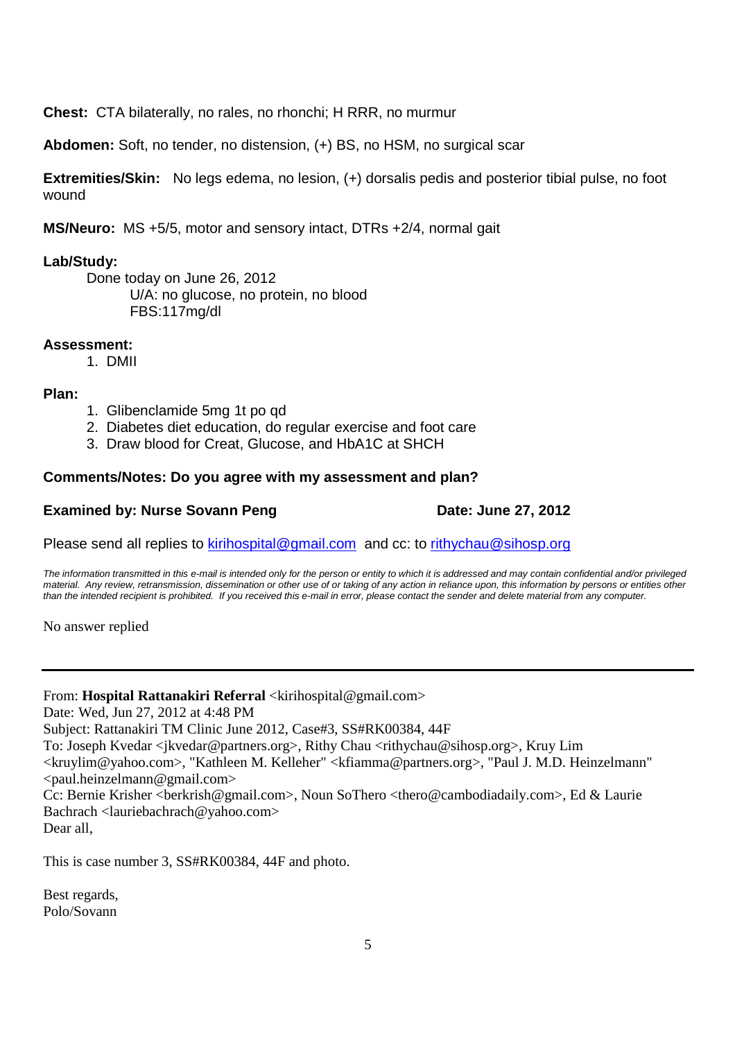**Chest:** CTA bilaterally, no rales, no rhonchi; H RRR, no murmur

**Abdomen:** Soft, no tender, no distension, (+) BS, no HSM, no surgical scar

**Extremities/Skin:** No legs edema, no lesion, (+) dorsalis pedis and posterior tibial pulse, no foot wound

**MS/Neuro:** MS +5/5, motor and sensory intact, DTRs +2/4, normal gait

**Lab/Study:**

Done today on June 26, 2012
U/A: no glucose, no protein, no blood
FBS:117mg/dl

**Assessment:**

1. DMII

**Plan:**

1. Glibenclamide 5mg 1t po qd
2. Diabetes diet education, do regular exercise and foot care
3. Draw blood for Creat, Glucose, and HbA1C at SHCH

**Comments/Notes: Do you agree with my assessment and plan?**

**Examined by: Nurse Sovann Peng** **Date: June 27, 2012**

Please send all replies to kirihospital@gmail.com and cc: to rithychau@sihosp.org

*The information transmitted in this e-mail is intended only for the person or entity to which it is addressed and may contain confidential and/or privileged material. Any review, retransmission, dissemination or other use of or taking of any action in reliance upon, this information by persons or entities other than the intended recipient is prohibited. If you received this e-mail in error, please contact the sender and delete material from any computer.*

No answer replied

---

From: **Hospital Rattanakiri Referral** <kirihospital@gmail.com>
Date: Wed, Jun 27, 2012 at 4:48 PM
Subject: Rattanakiri TM Clinic June 2012, Case#3, SS#RK00384, 44F
To: Joseph Kvedar <jkvedar@partners.org>, Rithy Chau <rithychau@sihosp.org>, Kruy Lim <kruylim@yahoo.com>, "Kathleen M. Kelleher" <kfiamma@partners.org>, "Paul J. M.D. Heinzelmann" <paul.heinzelmann@gmail.com>
Cc: Bernie Krisher <berkrish@gmail.com>, Noun SoThero <thero@cambodiadaily.com>, Ed & Laurie Bachrach <lauriebachrach@yahoo.com>
Dear all,

This is case number 3, SS#RK00384, 44F and photo.

Best regards,
Polo/Sovann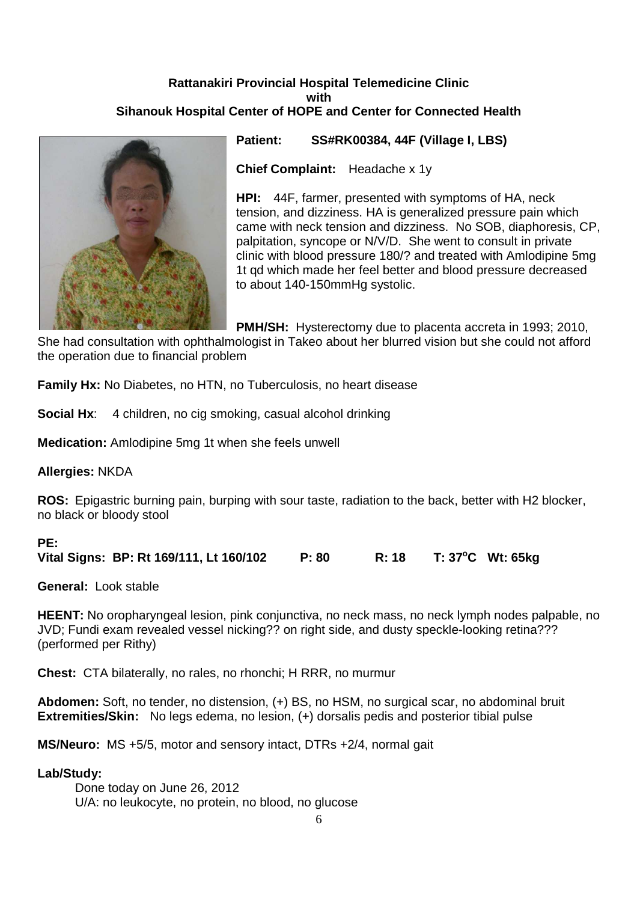**Rattanakiri Provincial Hospital Telemedicine Clinic**
**with**
**Sihanouk Hospital Center of HOPE and Center for Connected Health**

**Patient:** **SS#RK00384, 44F (Village I, LBS)**

**Chief Complaint:** Headache x 1y

**HPI:** 44F, farmer, presented with symptoms of HA, neck tension, and dizziness. HA is generalized pressure pain which came with neck tension and dizziness. No SOB, diaphoresis, CP, palpitation, syncope or N/V/D. She went to consult in private clinic with blood pressure 180/? and treated with Amlodipine 5mg 1t qd which made her feel better and blood pressure decreased to about 140-150mmHg systolic.

**PMH/SH:** Hysterectomy due to placenta accreta in 1993; 2010, She had consultation with ophthalmologist in Takeo about her blurred vision but she could not afford the operation due to financial problem

**Family Hx:** No Diabetes, no HTN, no Tuberculosis, no heart disease

**Social Hx**: 4 children, no cig smoking, casual alcohol drinking

**Medication:** Amlodipine 5mg 1t when she feels unwell

**Allergies:** NKDA

**ROS:** Epigastric burning pain, burping with sour taste, radiation to the back, better with H2 blocker, no black or bloody stool

**PE:**

**Vital Signs: BP: Rt 169/111, Lt 160/102 P: 80 R: 18 T: 37$^o$C Wt: 65kg**

**General:** Look stable

**HEENT:** No oropharyngeal lesion, pink conjunctiva, no neck mass, no neck lymph nodes palpable, no JVD; Fundi exam revealed vessel nicking?? on right side, and dusty speckle-looking retina??? (performed per Rithy)

**Chest:** CTA bilaterally, no rales, no rhonchi; H RRR, no murmur

**Abdomen:** Soft, no tender, no distension, (+) BS, no HSM, no surgical scar, no abdominal bruit

**Extremities/Skin:** No legs edema, no lesion, (+) dorsalis pedis and posterior tibial pulse

**MS/Neuro:** MS +5/5, motor and sensory intact, DTRs +2/4, normal gait

**Lab/Study:**

Done today on June 26, 2012

U/A: no leukocyte, no protein, no blood, no glucose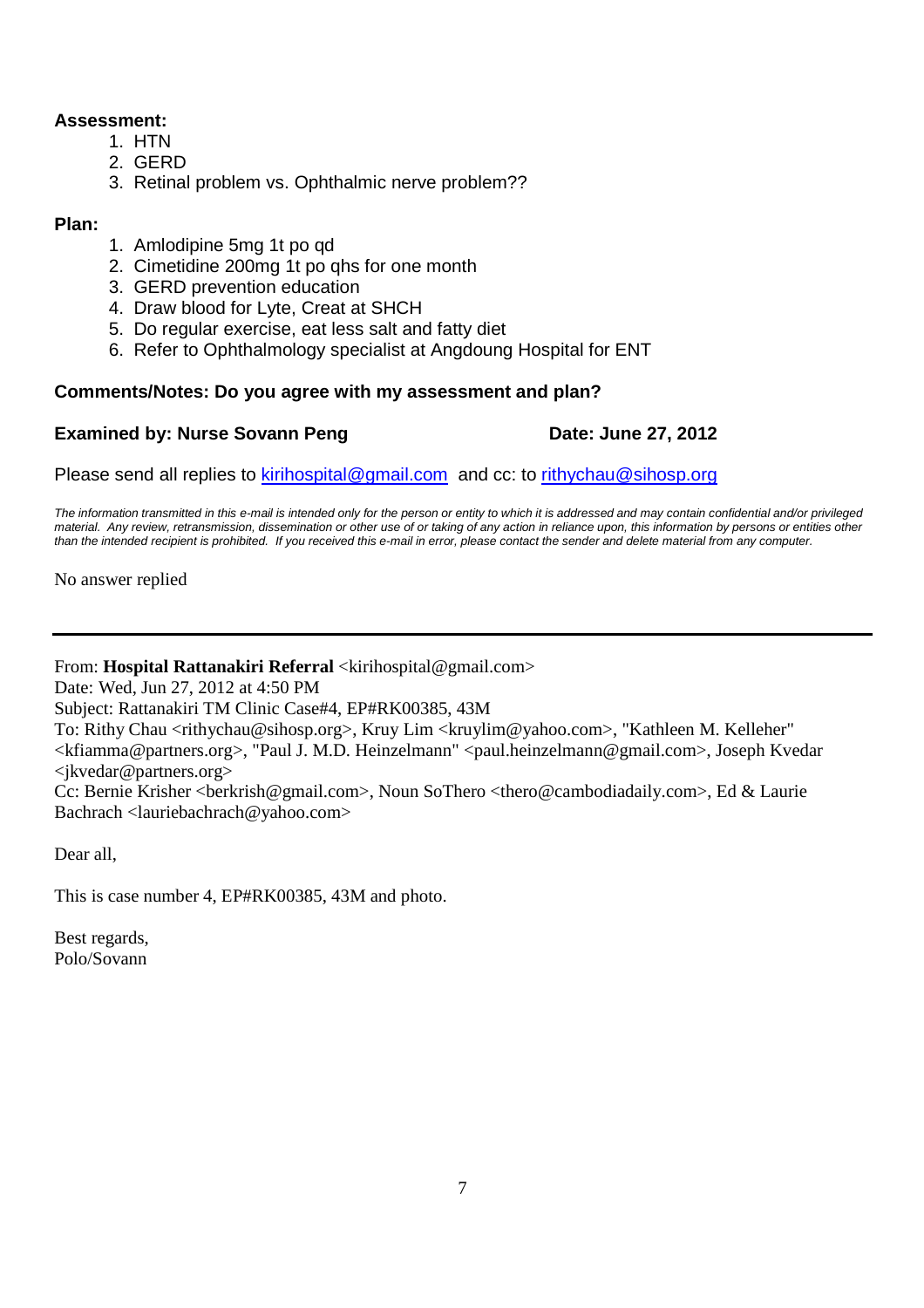**Assessment:**

1. HTN
2. GERD
3. Retinal problem vs. Ophthalmic nerve problem??

**Plan:**

1. Amlodipine 5mg 1t po qd
2. Cimetidine 200mg 1t po qhs for one month
3. GERD prevention education
4. Draw blood for Lyte, Creat at SHCH
5. Do regular exercise, eat less salt and fatty diet
6. Refer to Ophthalmology specialist at Angdoung Hospital for ENT

**Comments/Notes: Do you agree with my assessment and plan?**

**Examined by: Nurse Sovann Peng** **Date: June 27, 2012**

Please send all replies to kirihospital@gmail.com and cc: to rithychau@sihosp.org

*The information transmitted in this e-mail is intended only for the person or entity to which it is addressed and may contain confidential and/or privileged material. Any review, retransmission, dissemination or other use of or taking of any action in reliance upon, this information by persons or entities other than the intended recipient is prohibited. If you received this e-mail in error, please contact the sender and delete material from any computer.*

No answer replied

---

From: **Hospital Rattanakiri Referral** <kirihospital@gmail.com>
Date: Wed, Jun 27, 2012 at 4:50 PM
Subject: Rattanakiri TM Clinic Case#4, EP#RK00385, 43M
To: Rithy Chau <rithychau@sihosp.org>, Kruy Lim <kruylim@yahoo.com>, "Kathleen M. Kelleher" <kfiamma@partners.org>, "Paul J. M.D. Heinzelmann" <paul.heinzelmann@gmail.com>, Joseph Kvedar <jkvedar@partners.org>
Cc: Bernie Krisher <berkrish@gmail.com>, Noun SoThero <thero@cambodiadaily.com>, Ed & Laurie Bachrach <lauriebachrach@yahoo.com>

Dear all,

This is case number 4, EP#RK00385, 43M and photo.

Best regards,
Polo/Sovann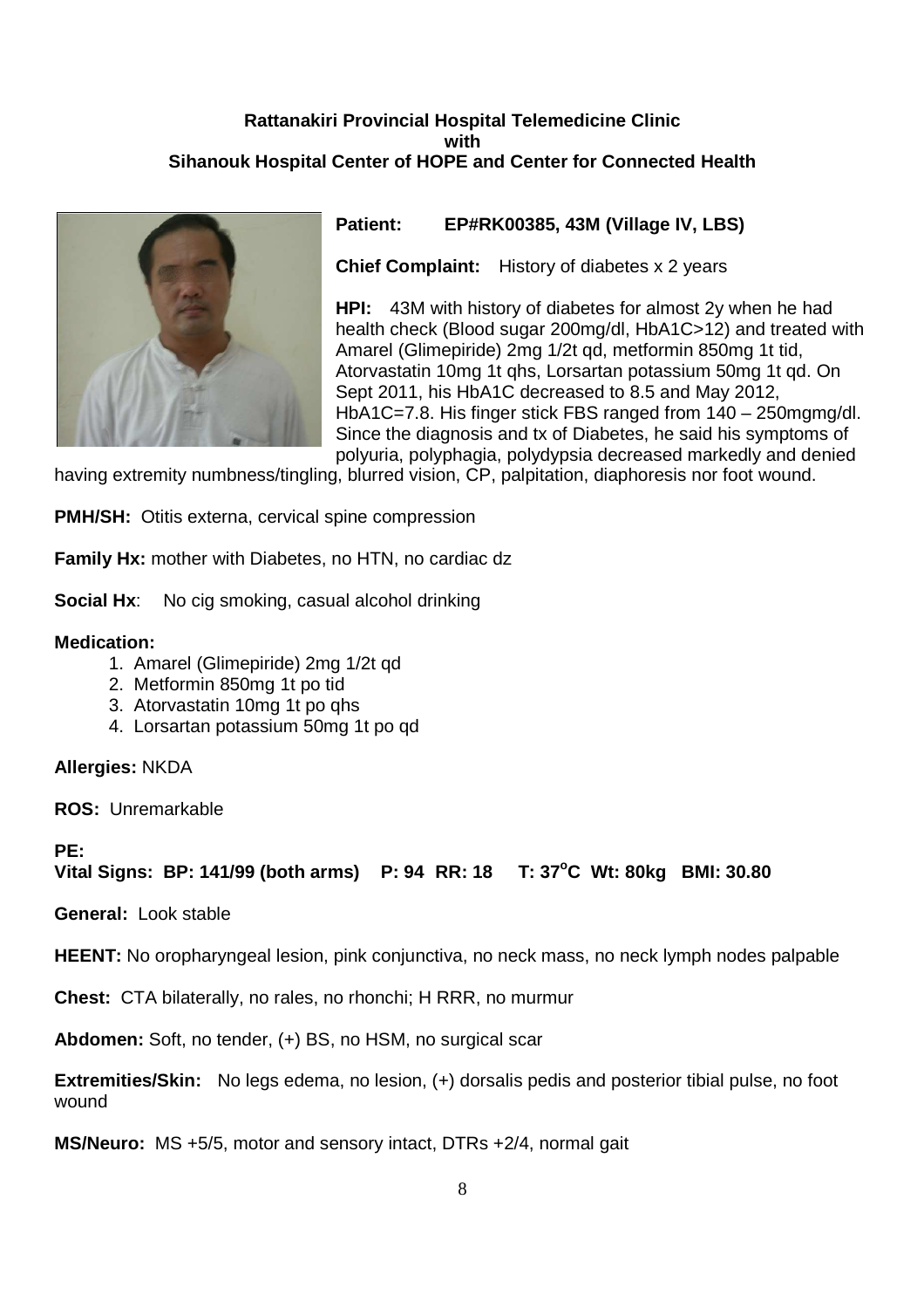**Rattanakiri Provincial Hospital Telemedicine Clinic**
**with**
**Sihanouk Hospital Center of HOPE and Center for Connected Health**

**Patient:** **EP#RK00385, 43M (Village IV, LBS)**

**Chief Complaint:** History of diabetes x 2 years

**HPI:** 43M with history of diabetes for almost 2y when he had health check (Blood sugar 200mg/dl, HbA1C>12) and treated with Amarel (Glimepiride) 2mg 1/2t qd, metformin 850mg 1t tid, Atorvastatin 10mg 1t qhs, Lorsartan potassium 50mg 1t qd. On Sept 2011, his HbA1C decreased to 8.5 and May 2012, HbA1C=7.8. His finger stick FBS ranged from 140 – 250mgmg/dl. Since the diagnosis and tx of Diabetes, he said his symptoms of polyuria, polyphagia, polydypsia decreased markedly and denied having extremity numbness/tingling, blurred vision, CP, palpitation, diaphoresis nor foot wound.

**PMH/SH:** Otitis externa, cervical spine compression

**Family Hx:** mother with Diabetes, no HTN, no cardiac dz

**Social Hx**: No cig smoking, casual alcohol drinking

**Medication:**

1. Amarel (Glimepiride) 2mg 1/2t qd
2. Metformin 850mg 1t po tid
3. Atorvastatin 10mg 1t po qhs
4. Lorsartan potassium 50mg 1t po qd

**Allergies:** NKDA

**ROS:** Unremarkable

**PE:**
**Vital Signs: BP: 141/99 (both arms) P: 94 RR: 18 T: 37$^{o}$C Wt: 80kg BMI: 30.80**

**General:** Look stable

**HEENT:** No oropharyngeal lesion, pink conjunctiva, no neck mass, no neck lymph nodes palpable

**Chest:** CTA bilaterally, no rales, no rhonchi; H RRR, no murmur

**Abdomen:** Soft, no tender, (+) BS, no HSM, no surgical scar

**Extremities/Skin:** No legs edema, no lesion, (+) dorsalis pedis and posterior tibial pulse, no foot wound

**MS/Neuro:** MS +5/5, motor and sensory intact, DTRs +2/4, normal gait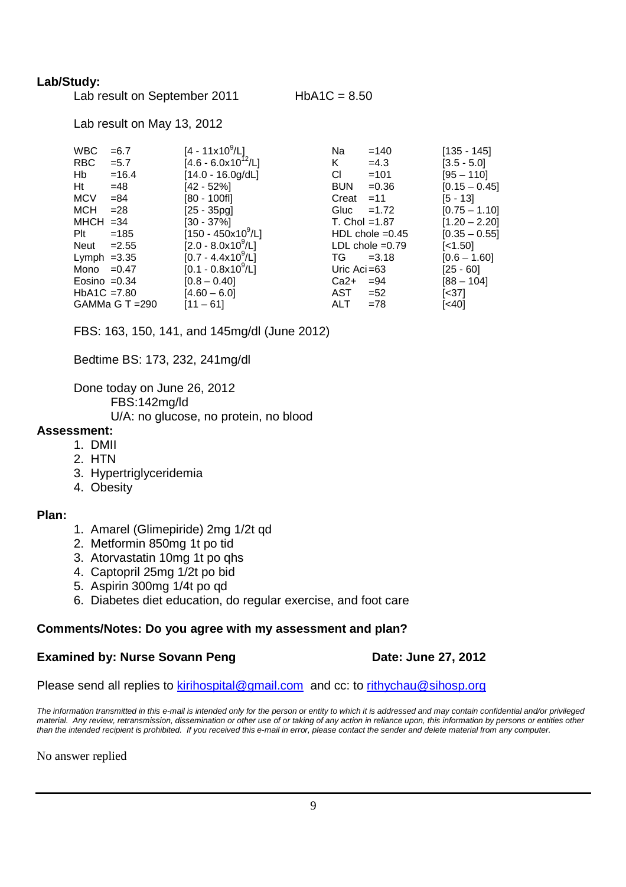**Lab/Study:**

Lab result on September 2011 HbA1C = 8.50

Lab result on May 13, 2012

| | | | | | |
|---|---|---|---|---|---|
| WBC | =6.7 | [4 - 11x10$^9$/L] | Na | =140 | [135 - 145] |
| RBC | =5.7 | [4.6 - 6.0x10$^{12}$/L] | K | =4.3 | [3.5 - 5.0] |
| Hb | =16.4 | [14.0 - 16.0g/dL] | Cl | =101 | [95 – 110] |
| Ht | =48 | [42 - 52%] | BUN | =0.36 | [0.15 – 0.45] |
| MCV | =84 | [80 - 100fl] | Creat | =11 | [5 - 13] |
| MCH | =28 | [25 - 35pg] | Gluc | =1.72 | [0.75 – 1.10] |
| MHCH | =34 | [30 - 37%] | T. Chol | =1.87 | [1.20 – 2.20] |
| Plt | =185 | [150 - 450x10$^9$/L] | HDL chole | =0.45 | [0.35 – 0.55] |
| Neut | =2.55 | [2.0 - 8.0x10$^9$/L] | LDL chole | =0.79 | [<1.50] |
| Lymph | =3.35 | [0.7 - 4.4x10$^9$/L] | TG | =3.18 | [0.6 – 1.60] |
| Mono | =0.47 | [0.1 - 0.8x10$^9$/L] | Uric Aci | =63 | [25 - 60] |
| Eosino | =0.34 | [0.8 – 0.40] | Ca2+ | =94 | [88 – 104] |
| HbA1C | =7.80 | [4.60 – 6.0] | AST | =52 | [<37] |
| GAMMa G T | =290 | [11 – 61] | ALT | =78 | [<40] |

FBS: 163, 150, 141, and 145mg/dl (June 2012)

Bedtime BS: 173, 232, 241mg/dl

Done today on June 26, 2012

FBS:142mg/ld

U/A: no glucose, no protein, no blood

**Assessment:**

1. DMII
2. HTN
3. Hypertriglyceridemia
4. Obesity

**Plan:**

1. Amarel (Glimepiride) 2mg 1/2t qd
2. Metformin 850mg 1t po tid
3. Atorvastatin 10mg 1t po qhs
4. Captopril 25mg 1/2t po bid
5. Aspirin 300mg 1/4t po qd
6. Diabetes diet education, do regular exercise, and foot care

**Comments/Notes: Do you agree with my assessment and plan?**

**Examined by: Nurse Sovann Peng** **Date: June 27, 2012**

Please send all replies to kirihospital@gmail.com and cc: to rithychau@sihosp.org

*The information transmitted in this e-mail is intended only for the person or entity to which it is addressed and may contain confidential and/or privileged material. Any review, retransmission, dissemination or other use of or taking of any action in reliance upon, this information by persons or entities other than the intended recipient is prohibited. If you received this e-mail in error, please contact the sender and delete material from any computer.*

No answer replied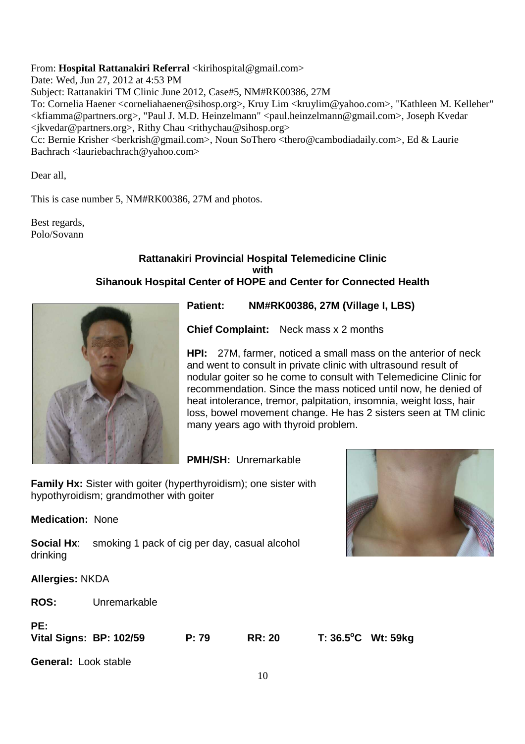From: **Hospital Rattanakiri Referral** <kirihospital@gmail.com>
Date: Wed, Jun 27, 2012 at 4:53 PM
Subject: Rattanakiri TM Clinic June 2012, Case#5, NM#RK00386, 27M
To: Cornelia Haener <corneliahaener@sihosp.org>, Kruy Lim <kruylim@yahoo.com>, "Kathleen M. Kelleher" <kfiamma@partners.org>, "Paul J. M.D. Heinzelmann" <paul.heinzelmann@gmail.com>, Joseph Kvedar <jkvedar@partners.org>, Rithy Chau <rithychau@sihosp.org>
Cc: Bernie Krisher <berkrish@gmail.com>, Noun SoThero <thero@cambodiadaily.com>, Ed & Laurie Bachrach <lauriebachrach@yahoo.com>

Dear all,

This is case number 5, NM#RK00386, 27M and photos.

Best regards,
Polo/Sovann

**Rattanakiri Provincial Hospital Telemedicine Clinic**
**with**
**Sihanouk Hospital Center of HOPE and Center for Connected Health**

**Patient: NM#RK00386, 27M (Village I, LBS)**

**Chief Complaint:** Neck mass x 2 months

**HPI:** 27M, farmer, noticed a small mass on the anterior of neck and went to consult in private clinic with ultrasound result of nodular goiter so he come to consult with Telemedicine Clinic for recommendation. Since the mass noticed until now, he denied of heat intolerance, tremor, palpitation, insomnia, weight loss, hair loss, bowel movement change. He has 2 sisters seen at TM clinic many years ago with thyroid problem.

**PMH/SH:** Unremarkable

**Family Hx:** Sister with goiter (hyperthyroidism); one sister with hypothyroidism; grandmother with goiter

**Medication:** None

**Social Hx**: smoking 1 pack of cig per day, casual alcohol drinking

**Allergies:** NKDA

**ROS:** Unremarkable

**PE:**
**Vital Signs: BP: 102/59 P: 79 RR: 20 T: 36.5°C Wt: 59kg**

**General:** Look stable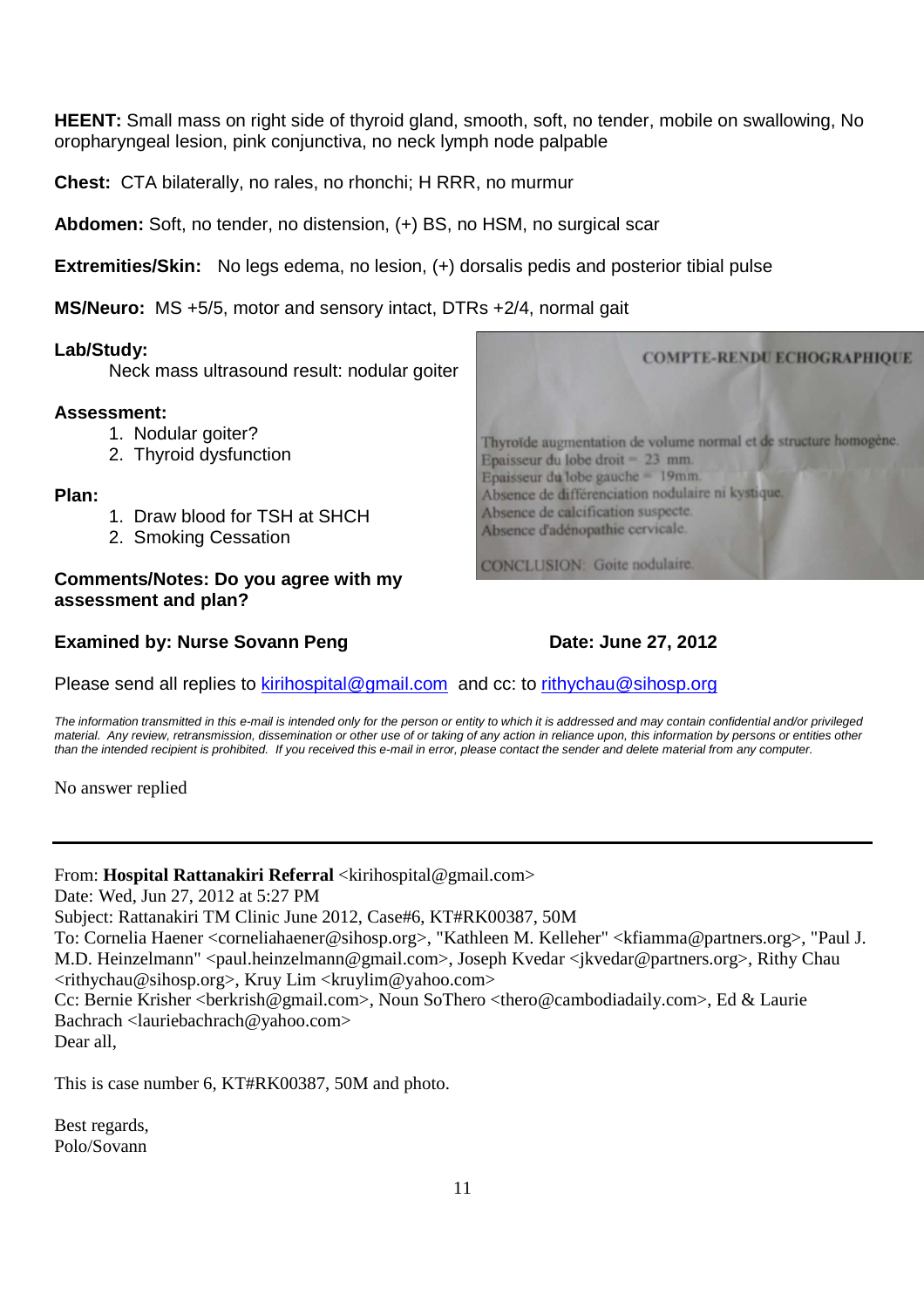**HEENT:** Small mass on right side of thyroid gland, smooth, soft, no tender, mobile on swallowing, No oropharyngeal lesion, pink conjunctiva, no neck lymph node palpable

**Chest:** CTA bilaterally, no rales, no rhonchi; H RRR, no murmur

**Abdomen:** Soft, no tender, no distension, (+) BS, no HSM, no surgical scar

**Extremities/Skin:** No legs edema, no lesion, (+) dorsalis pedis and posterior tibial pulse

**MS/Neuro:** MS +5/5, motor and sensory intact, DTRs +2/4, normal gait

**Lab/Study:**

Neck mass ultrasound result: nodular goiter

COMPTE-RENDU ECHOGRAPHIQUE

Thyroïde augmentation de volume normal et de structure homogène.
Epaisseur du lobe droit = 23 mm.
Epaisseur du lobe gauche = 19mm.
Absence de différenciation nodulaire ni kystique.
Absence de calcification suspecte.
Absence d'adénopathie cervicale.

CONCLUSION: Goite nodulaire.

**Assessment:**

1. Nodular goiter?
2. Thyroid dysfunction

**Plan:**

1. Draw blood for TSH at SHCH
2. Smoking Cessation

**Comments/Notes: Do you agree with my assessment and plan?**

**Examined by: Nurse Sovann Peng** **Date: June 27, 2012**

Please send all replies to kirihospital@gmail.com and cc: to rithychau@sihosp.org

*The information transmitted in this e-mail is intended only for the person or entity to which it is addressed and may contain confidential and/or privileged material. Any review, retransmission, dissemination or other use of or taking of any action in reliance upon, this information by persons or entities other than the intended recipient is prohibited. If you received this e-mail in error, please contact the sender and delete material from any computer.*

No answer replied

---

From: **Hospital Rattanakiri Referral** <kirihospital@gmail.com>
Date: Wed, Jun 27, 2012 at 5:27 PM
Subject: Rattanakiri TM Clinic June 2012, Case#6, KT#RK00387, 50M
To: Cornelia Haener <corneliahaener@sihosp.org>, "Kathleen M. Kelleher" <kfiamma@partners.org>, "Paul J. M.D. Heinzelmann" <paul.heinzelmann@gmail.com>, Joseph Kvedar <jkvedar@partners.org>, Rithy Chau <rithychau@sihosp.org>, Kruy Lim <kruylim@yahoo.com>
Cc: Bernie Krisher <berkrish@gmail.com>, Noun SoThero <thero@cambodiadaily.com>, Ed & Laurie Bachrach <lauriebachrach@yahoo.com>
Dear all,

This is case number 6, KT#RK00387, 50M and photo.

Best regards,
Polo/Sovann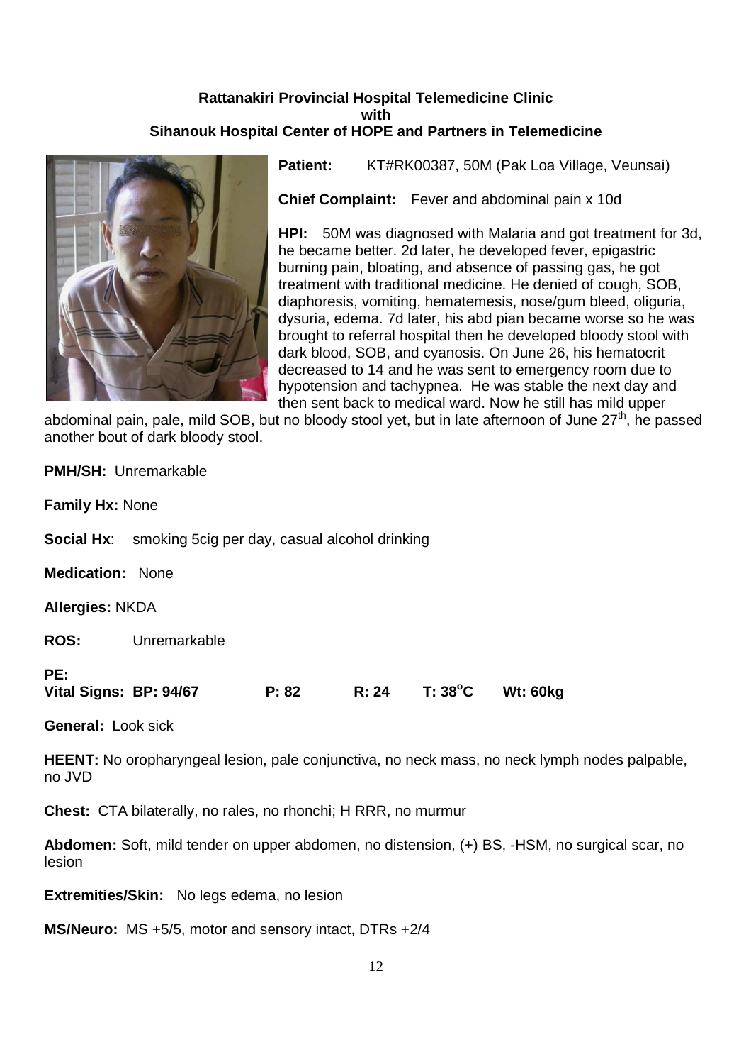**Rattanakiri Provincial Hospital Telemedicine Clinic**
**with**
**Sihanouk Hospital Center of HOPE and Partners in Telemedicine**

**Patient:** KT#RK00387, 50M (Pak Loa Village, Veunsai)

**Chief Complaint:** Fever and abdominal pain x 10d

**HPI:** 50M was diagnosed with Malaria and got treatment for 3d, he became better. 2d later, he developed fever, epigastric burning pain, bloating, and absence of passing gas, he got treatment with traditional medicine. He denied of cough, SOB, diaphoresis, vomiting, hematemesis, nose/gum bleed, oliguria, dysuria, edema. 7d later, his abd pian became worse so he was brought to referral hospital then he developed bloody stool with dark blood, SOB, and cyanosis. On June 26, his hematocrit decreased to 14 and he was sent to emergency room due to hypotension and tachypnea. He was stable the next day and then sent back to medical ward. Now he still has mild upper abdominal pain, pale, mild SOB, but no bloody stool yet, but in late afternoon of June 27th, he passed another bout of dark bloody stool.

**PMH/SH:** Unremarkable

**Family Hx:** None

**Social Hx**: smoking 5cig per day, casual alcohol drinking

**Medication:** None

**Allergies:** NKDA

**ROS:** Unremarkable

**PE:**
**Vital Signs: BP: 94/67 P: 82 R: 24 T: 38°C Wt: 60kg**

**General:** Look sick

**HEENT:** No oropharyngeal lesion, pale conjunctiva, no neck mass, no neck lymph nodes palpable, no JVD

**Chest:** CTA bilaterally, no rales, no rhonchi; H RRR, no murmur

**Abdomen:** Soft, mild tender on upper abdomen, no distension, (+) BS, -HSM, no surgical scar, no lesion

**Extremities/Skin:** No legs edema, no lesion

**MS/Neuro:** MS +5/5, motor and sensory intact, DTRs +2/4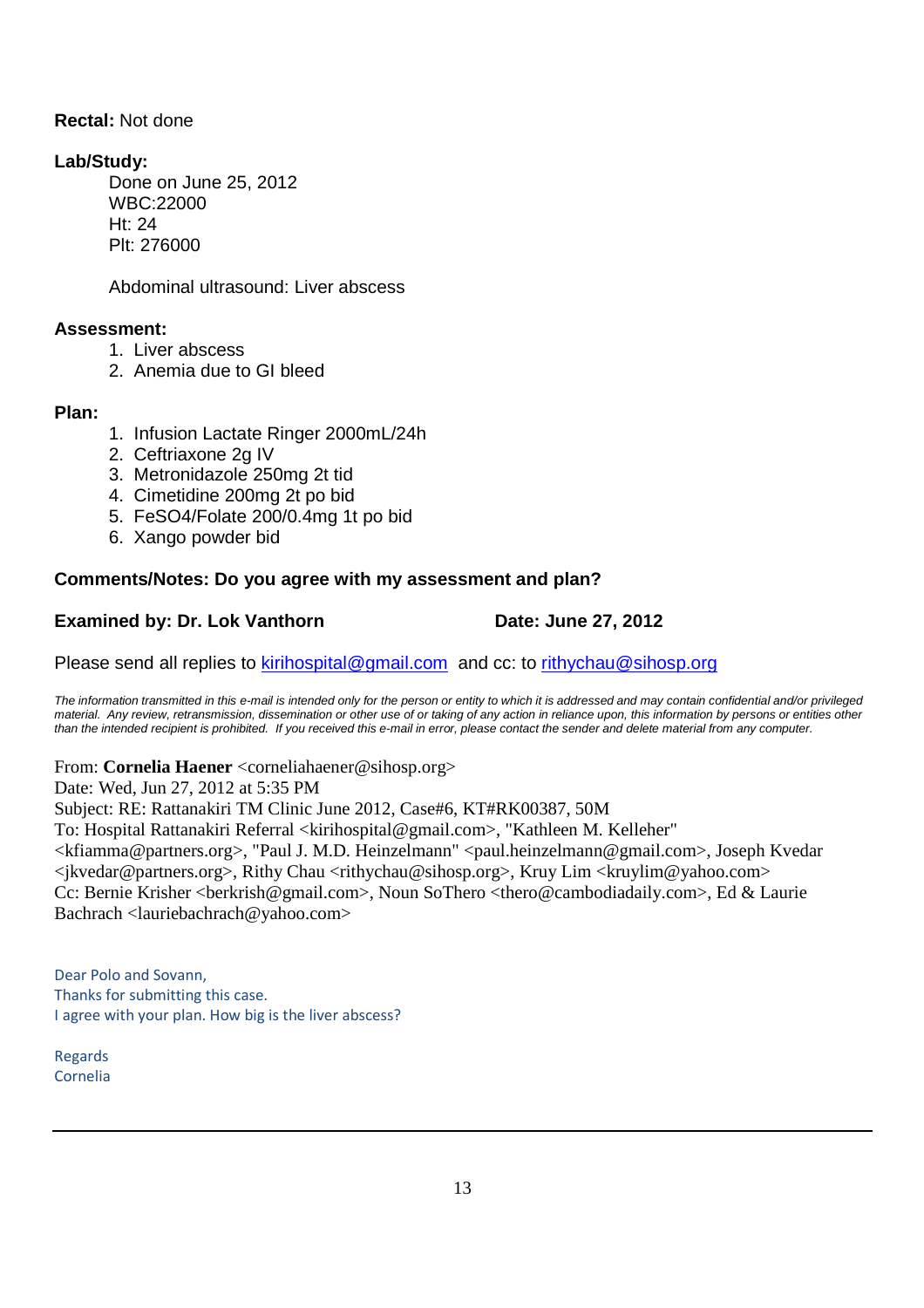**Rectal:** Not done

**Lab/Study:**

Done on June 25, 2012
WBC:22000
Ht: 24
Plt: 276000

Abdominal ultrasound: Liver abscess

**Assessment:**

1. Liver abscess
2. Anemia due to GI bleed

**Plan:**

1. Infusion Lactate Ringer 2000mL/24h
2. Ceftriaxone 2g IV
3. Metronidazole 250mg 2t tid
4. Cimetidine 200mg 2t po bid
5. FeSO4/Folate 200/0.4mg 1t po bid
6. Xango powder bid

**Comments/Notes: Do you agree with my assessment and plan?**

**Examined by: Dr. Lok Vanthorn** **Date: June 27, 2012**

Please send all replies to kirihospital@gmail.com and cc: to rithychau@sihosp.org

*The information transmitted in this e-mail is intended only for the person or entity to which it is addressed and may contain confidential and/or privileged material. Any review, retransmission, dissemination or other use of or taking of any action in reliance upon, this information by persons or entities other than the intended recipient is prohibited. If you received this e-mail in error, please contact the sender and delete material from any computer.*

From: **Cornelia Haener** <corneliahaener@sihosp.org>
Date: Wed, Jun 27, 2012 at 5:35 PM
Subject: RE: Rattanakiri TM Clinic June 2012, Case#6, KT#RK00387, 50M
To: Hospital Rattanakiri Referral <kirihospital@gmail.com>, "Kathleen M. Kelleher" <kfiamma@partners.org>, "Paul J. M.D. Heinzelmann" <paul.heinzelmann@gmail.com>, Joseph Kvedar <jkvedar@partners.org>, Rithy Chau <rithychau@sihosp.org>, Kruy Lim <kruylim@yahoo.com>
Cc: Bernie Krisher <berkrish@gmail.com>, Noun SoThero <thero@cambodiadaily.com>, Ed & Laurie Bachrach <lauriebachrach@yahoo.com>

Dear Polo and Sovann,
Thanks for submitting this case.
I agree with your plan. How big is the liver abscess?

Regards
Cornelia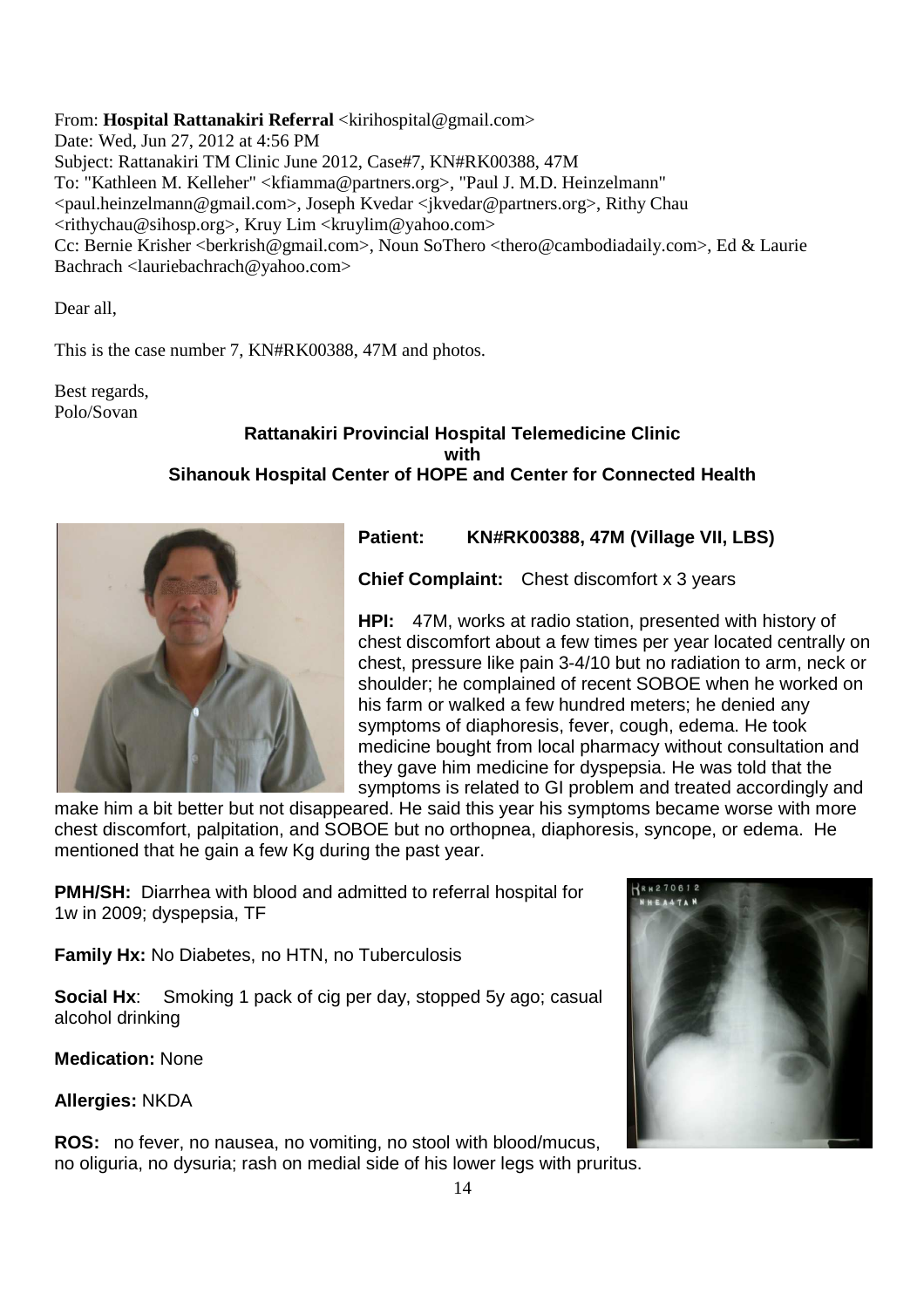From: **Hospital Rattanakiri Referral** <kirihospital@gmail.com>
Date: Wed, Jun 27, 2012 at 4:56 PM
Subject: Rattanakiri TM Clinic June 2012, Case#7, KN#RK00388, 47M
To: "Kathleen M. Kelleher" <kfiamma@partners.org>, "Paul J. M.D. Heinzelmann" <paul.heinzelmann@gmail.com>, Joseph Kvedar <jkvedar@partners.org>, Rithy Chau <rithychau@sihosp.org>, Kruy Lim <kruylim@yahoo.com>
Cc: Bernie Krisher <berkrish@gmail.com>, Noun SoThero <thero@cambodiadaily.com>, Ed & Laurie Bachrach <lauriebachrach@yahoo.com>

Dear all,

This is the case number 7, KN#RK00388, 47M and photos.

Best regards,
Polo/Sovan

**Rattanakiri Provincial Hospital Telemedicine Clinic with Sihanouk Hospital Center of HOPE and Center for Connected Health**

**Patient:** **KN#RK00388, 47M (Village VII, LBS)**

**Chief Complaint:** Chest discomfort x 3 years

**HPI:** 47M, works at radio station, presented with history of chest discomfort about a few times per year located centrally on chest, pressure like pain 3-4/10 but no radiation to arm, neck or shoulder; he complained of recent SOBOE when he worked on his farm or walked a few hundred meters; he denied any symptoms of diaphoresis, fever, cough, edema. He took medicine bought from local pharmacy without consultation and they gave him medicine for dyspepsia. He was told that the symptoms is related to GI problem and treated accordingly and make him a bit better but not disappeared. He said this year his symptoms became worse with more chest discomfort, palpitation, and SOBOE but no orthopnea, diaphoresis, syncope, or edema. He mentioned that he gain a few Kg during the past year.

**PMH/SH:** Diarrhea with blood and admitted to referral hospital for 1w in 2009; dyspepsia, TF

**Family Hx:** No Diabetes, no HTN, no Tuberculosis

**Social Hx**: Smoking 1 pack of cig per day, stopped 5y ago; casual alcohol drinking

**Medication:** None

**Allergies:** NKDA

**ROS:** no fever, no nausea, no vomiting, no stool with blood/mucus, no oliguria, no dysuria; rash on medial side of his lower legs with pruritus.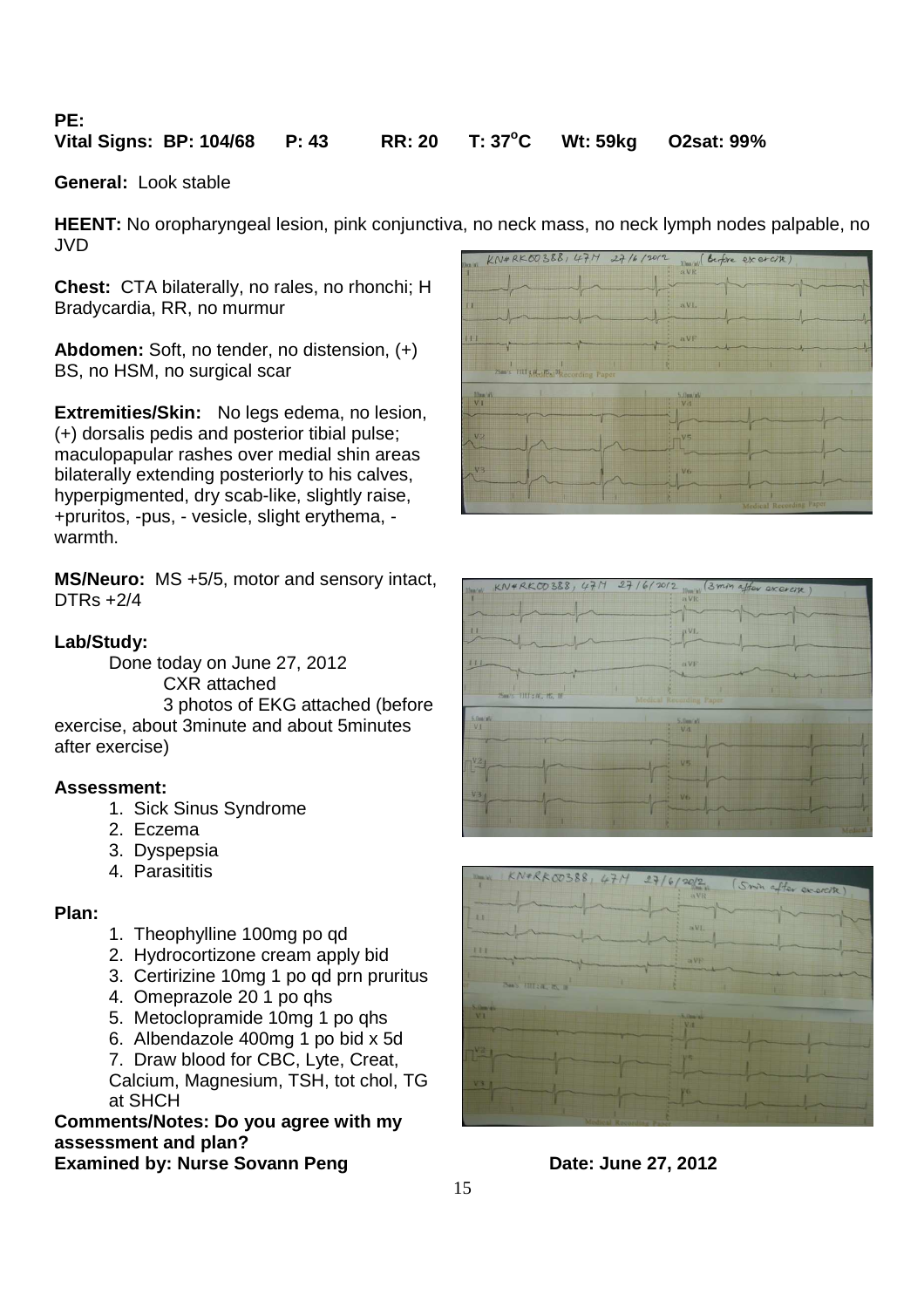**PE:**

**Vital Signs: BP: 104/68 P: 43 RR: 20 T: 37$^{o}$C Wt: 59kg O2sat: 99%**

**General:** Look stable

**HEENT:** No oropharyngeal lesion, pink conjunctiva, no neck mass, no neck lymph nodes palpable, no JVD

**Chest:** CTA bilaterally, no rales, no rhonchi; H Bradycardia, RR, no murmur

**Abdomen:** Soft, no tender, no distension, (+) BS, no HSM, no surgical scar

**Extremities/Skin:** No legs edema, no lesion, (+) dorsalis pedis and posterior tibial pulse; maculopapular rashes over medial shin areas bilaterally extending posteriorly to his calves, hyperpigmented, dry scab-like, slightly raise, +pruritos, -pus, - vesicle, slight erythema, - warmth.

**MS/Neuro:** MS +5/5, motor and sensory intact, DTRs +2/4

**Lab/Study:**

Done today on June 27, 2012

CXR attached

3 photos of EKG attached (before exercise, about 3minute and about 5minutes after exercise)

**Assessment:**

1. Sick Sinus Syndrome
2. Eczema
3. Dyspepsia
4. Parasititis

**Plan:**

1. Theophylline 100mg po qd
2. Hydrocortizone cream apply bid
3. Certirizine 10mg 1 po qd prn pruritus
4. Omeprazole 20 1 po qhs
5. Metoclopramide 10mg 1 po qhs
6. Albendazole 400mg 1 po bid x 5d
7. Draw blood for CBC, Lyte, Creat, Calcium, Magnesium, TSH, tot chol, TG at SHCH

**Comments/Notes: Do you agree with my assessment and plan?**

**Examined by: Nurse Sovann Peng** **Date: June 27, 2012**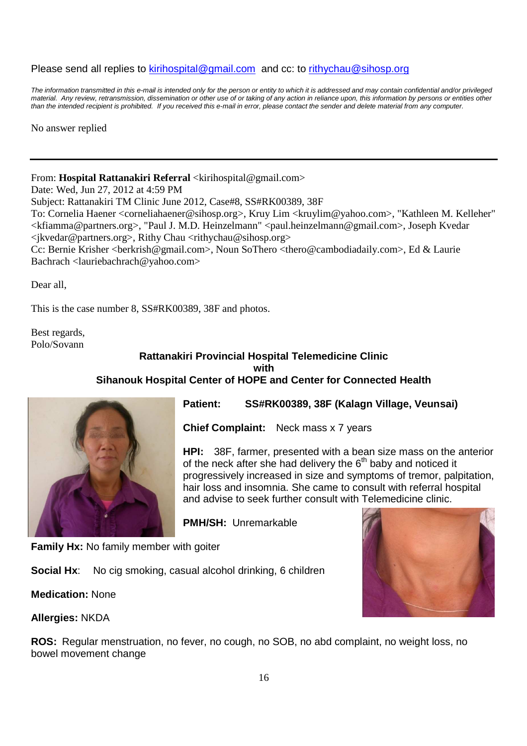Please send all replies to [kirihospital@gmail.com](mailto:kirihospital@gmail.com) and cc: to [rithychau@sihosp.org](mailto:rithychau@sihosp.org)

*The information transmitted in this e-mail is intended only for the person or entity to which it is addressed and may contain confidential and/or privileged material. Any review, retransmission, dissemination or other use of or taking of any action in reliance upon, this information by persons or entities other than the intended recipient is prohibited. If you received this e-mail in error, please contact the sender and delete material from any computer.*

No answer replied

---

From: **Hospital Rattanakiri Referral** <kirihospital@gmail.com>
Date: Wed, Jun 27, 2012 at 4:59 PM
Subject: Rattanakiri TM Clinic June 2012, Case#8, SS#RK00389, 38F
To: Cornelia Haener <corneliahaener@sihosp.org>, Kruy Lim <kruylim@yahoo.com>, "Kathleen M. Kelleher" <kfiamma@partners.org>, "Paul J. M.D. Heinzelmann" <paul.heinzelmann@gmail.com>, Joseph Kvedar <jkvedar@partners.org>, Rithy Chau <rithychau@sihosp.org>
Cc: Bernie Krisher <berkrish@gmail.com>, Noun SoThero <thero@cambodiadaily.com>, Ed & Laurie Bachrach <lauriebachrach@yahoo.com>

Dear all,

This is the case number 8, SS#RK00389, 38F and photos.

Best regards,
Polo/Sovann

**Rattanakiri Provincial Hospital Telemedicine Clinic**
**with**
**Sihanouk Hospital Center of HOPE and Center for Connected Health**

**Patient:** **SS#RK00389, 38F (Kalagn Village, Veunsai)**

**Chief Complaint:** Neck mass x 7 years

**HPI:** 38F, farmer, presented with a bean size mass on the anterior of the neck after she had delivery the 6th baby and noticed it progressively increased in size and symptoms of tremor, palpitation, hair loss and insomnia. She came to consult with referral hospital and advise to seek further consult with Telemedicine clinic.

**PMH/SH:** Unremarkable

**Family Hx:** No family member with goiter

**Social Hx**: No cig smoking, casual alcohol drinking, 6 children

**Medication:** None

**Allergies:** NKDA

**ROS:** Regular menstruation, no fever, no cough, no SOB, no abd complaint, no weight loss, no bowel movement change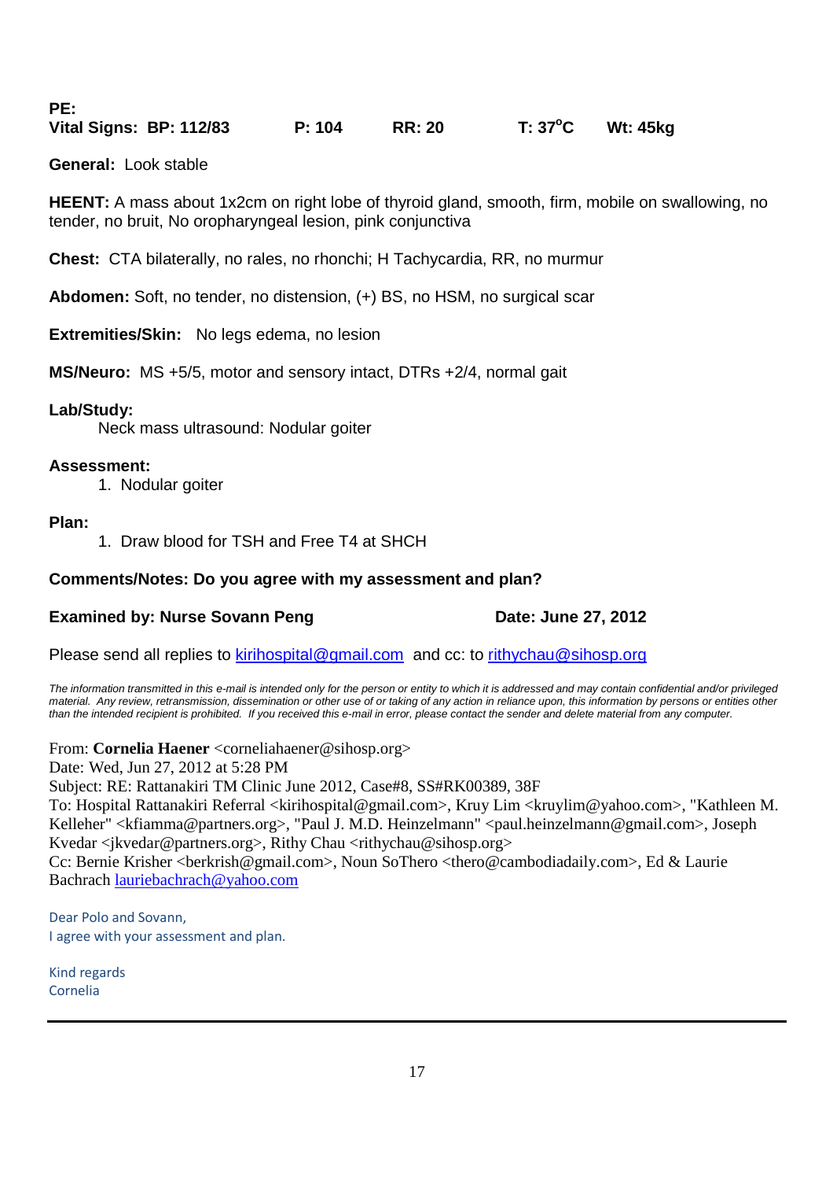**PE:**
**Vital Signs: BP: 112/83 P: 104 RR: 20 T: 37$^{o}$C Wt: 45kg**

**General:** Look stable

**HEENT:** A mass about 1x2cm on right lobe of thyroid gland, smooth, firm, mobile on swallowing, no tender, no bruit, No oropharyngeal lesion, pink conjunctiva

**Chest:** CTA bilaterally, no rales, no rhonchi; H Tachycardia, RR, no murmur

**Abdomen:** Soft, no tender, no distension, (+) BS, no HSM, no surgical scar

**Extremities/Skin:** No legs edema, no lesion

**MS/Neuro:** MS +5/5, motor and sensory intact, DTRs +2/4, normal gait

**Lab/Study:**

Neck mass ultrasound: Nodular goiter

**Assessment:**

1. Nodular goiter

**Plan:**

1. Draw blood for TSH and Free T4 at SHCH

**Comments/Notes: Do you agree with my assessment and plan?**

**Examined by: Nurse Sovann Peng** **Date: June 27, 2012**

Please send all replies to kirihospital@gmail.com and cc: to rithychau@sihosp.org

*The information transmitted in this e-mail is intended only for the person or entity to which it is addressed and may contain confidential and/or privileged material. Any review, retransmission, dissemination or other use of or taking of any action in reliance upon, this information by persons or entities other than the intended recipient is prohibited. If you received this e-mail in error, please contact the sender and delete material from any computer.*

From: **Cornelia Haener** <corneliahaener@sihosp.org>
Date: Wed, Jun 27, 2012 at 5:28 PM
Subject: RE: Rattanakiri TM Clinic June 2012, Case#8, SS#RK00389, 38F
To: Hospital Rattanakiri Referral <kirihospital@gmail.com>, Kruy Lim <kruylim@yahoo.com>, "Kathleen M. Kelleher" <kfiamma@partners.org>, "Paul J. M.D. Heinzelmann" <paul.heinzelmann@gmail.com>, Joseph Kvedar <jkvedar@partners.org>, Rithy Chau <rithychau@sihosp.org>
Cc: Bernie Krisher <berkrish@gmail.com>, Noun SoThero <thero@cambodiadaily.com>, Ed & Laurie Bachrach lauriebachrach@yahoo.com

Dear Polo and Sovann,
I agree with your assessment and plan.

Kind regards
Cornelia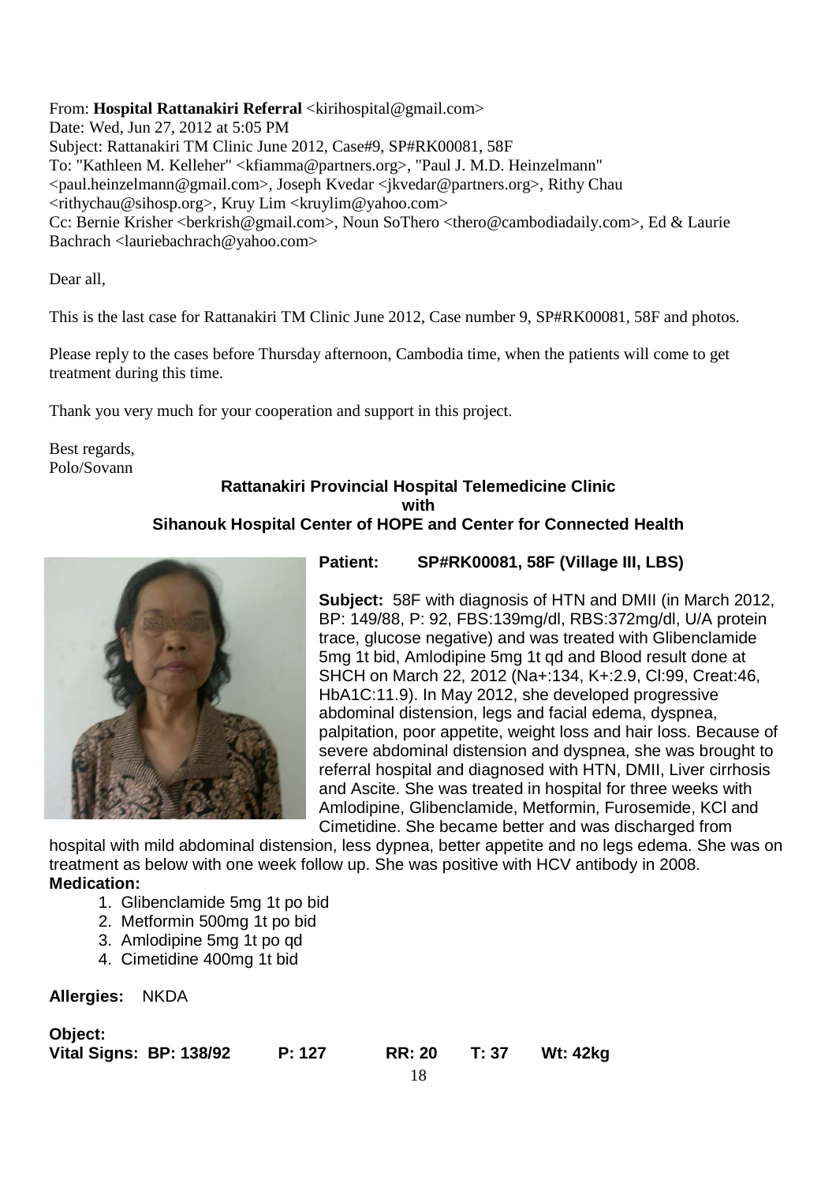From: **Hospital Rattanakiri Referral** <kirihospital@gmail.com>
Date: Wed, Jun 27, 2012 at 5:05 PM
Subject: Rattanakiri TM Clinic June 2012, Case#9, SP#RK00081, 58F
To: "Kathleen M. Kelleher" <kfiamma@partners.org>, "Paul J. M.D. Heinzelmann" <paul.heinzelmann@gmail.com>, Joseph Kvedar <jkvedar@partners.org>, Rithy Chau <rithychau@sihosp.org>, Kruy Lim <kruylim@yahoo.com>
Cc: Bernie Krisher <berkrish@gmail.com>, Noun SoThero <thero@cambodiadaily.com>, Ed & Laurie Bachrach <lauriebachrach@yahoo.com>

Dear all,

This is the last case for Rattanakiri TM Clinic June 2012, Case number 9, SP#RK00081, 58F and photos.

Please reply to the cases before Thursday afternoon, Cambodia time, when the patients will come to get treatment during this time.

Thank you very much for your cooperation and support in this project.

Best regards,
Polo/Sovann

**Rattanakiri Provincial Hospital Telemedicine Clinic**
**with**
**Sihanouk Hospital Center of HOPE and Center for Connected Health**

**Patient:** **SP#RK00081, 58F (Village III, LBS)**

**Subject:** 58F with diagnosis of HTN and DMII (in March 2012, BP: 149/88, P: 92, FBS:139mg/dl, RBS:372mg/dl, U/A protein trace, glucose negative) and was treated with Glibenclamide 5mg 1t bid, Amlodipine 5mg 1t qd and Blood result done at SHCH on March 22, 2012 (Na+:134, K+:2.9, Cl:99, Creat:46, HbA1C:11.9). In May 2012, she developed progressive abdominal distension, legs and facial edema, dyspnea, palpitation, poor appetite, weight loss and hair loss. Because of severe abdominal distension and dyspnea, she was brought to referral hospital and diagnosed with HTN, DMII, Liver cirrhosis and Ascite. She was treated in hospital for three weeks with Amlodipine, Glibenclamide, Metformin, Furosemide, KCl and Cimetidine. She became better and was discharged from hospital with mild abdominal distension, less dypnea, better appetite and no legs edema. She was on treatment as below with one week follow up. She was positive with HCV antibody in 2008.

**Medication:**

1. Glibenclamide 5mg 1t po bid
2. Metformin 500mg 1t po bid
3. Amlodipine 5mg 1t po qd
4. Cimetidine 400mg 1t bid

**Allergies:** NKDA

**Object:**
**Vital Signs: BP: 138/92 P: 127 RR: 20 T: 37 Wt: 42kg**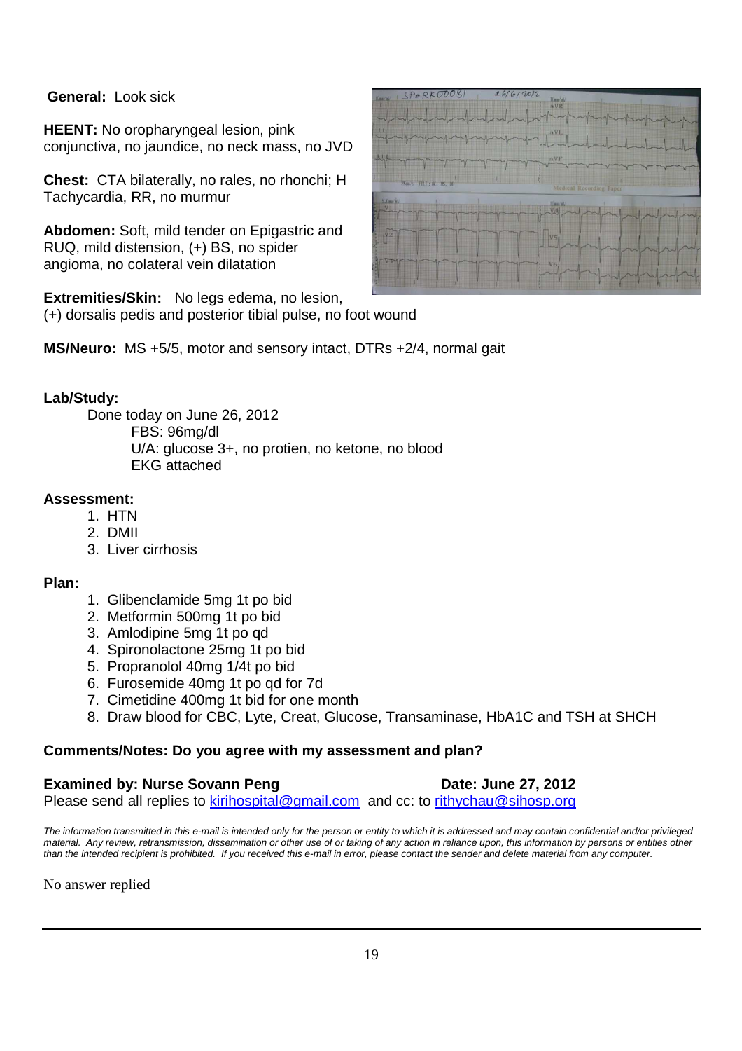**General:** Look sick

**HEENT:** No oropharyngeal lesion, pink conjunctiva, no jaundice, no neck mass, no JVD

**Chest:** CTA bilaterally, no rales, no rhonchi; H Tachycardia, RR, no murmur

**Abdomen:** Soft, mild tender on Epigastric and RUQ, mild distension, (+) BS, no spider angioma, no colateral vein dilatation

**Extremities/Skin:** No legs edema, no lesion, (+) dorsalis pedis and posterior tibial pulse, no foot wound

**MS/Neuro:** MS +5/5, motor and sensory intact, DTRs +2/4, normal gait

**Lab/Study:**

Done today on June 26, 2012

- FBS: 96mg/dl
- U/A: glucose 3+, no protien, no ketone, no blood
- EKG attached

**Assessment:**

1. HTN
2. DMII
3. Liver cirrhosis

**Plan:**

1. Glibenclamide 5mg 1t po bid
2. Metformin 500mg 1t po bid
3. Amlodipine 5mg 1t po qd
4. Spironolactone 25mg 1t po bid
5. Propranolol 40mg 1/4t po bid
6. Furosemide 40mg 1t po qd for 7d
7. Cimetidine 400mg 1t bid for one month
8. Draw blood for CBC, Lyte, Creat, Glucose, Transaminase, HbA1C and TSH at SHCH

**Comments/Notes: Do you agree with my assessment and plan?**

**Examined by: Nurse Sovann Peng** **Date: June 27, 2012**

Please send all replies to kirihospital@gmail.com and cc: to rithychau@sihosp.org

*The information transmitted in this e-mail is intended only for the person or entity to which it is addressed and may contain confidential and/or privileged material. Any review, retransmission, dissemination or other use of or taking of any action in reliance upon, this information by persons or entities other than the intended recipient is prohibited. If you received this e-mail in error, please contact the sender and delete material from any computer.*

No answer replied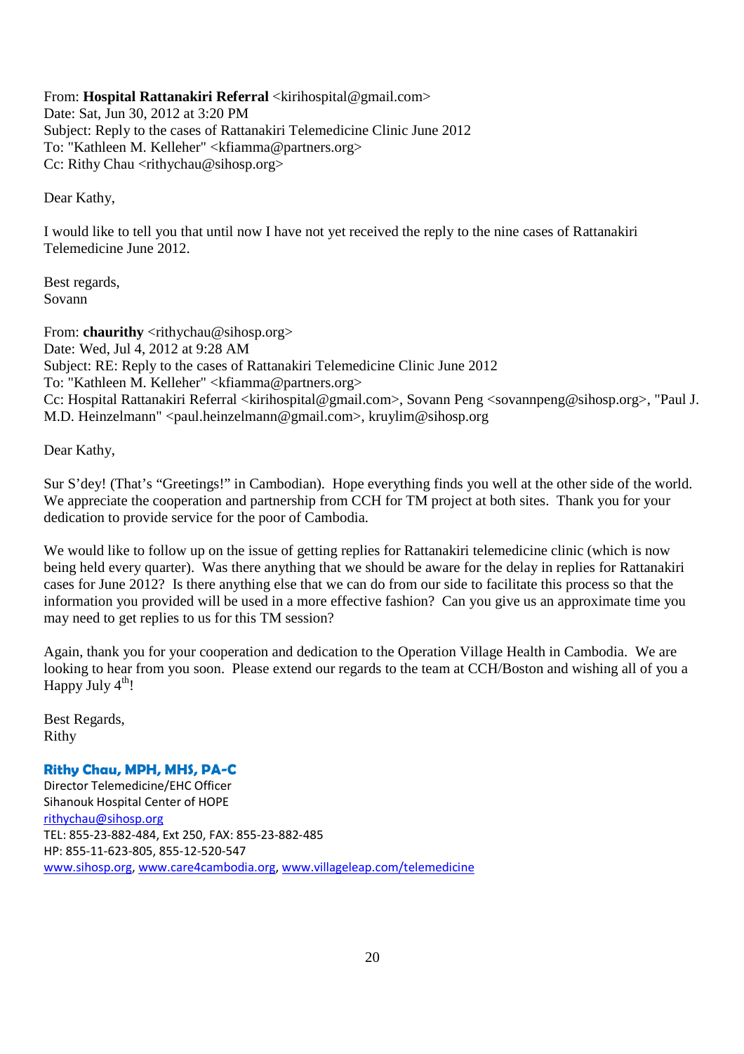From: **Hospital Rattanakiri Referral** <kirihospital@gmail.com>
Date: Sat, Jun 30, 2012 at 3:20 PM
Subject: Reply to the cases of Rattanakiri Telemedicine Clinic June 2012
To: "Kathleen M. Kelleher" <kfiamma@partners.org>
Cc: Rithy Chau <rithychau@sihosp.org>

Dear Kathy,

I would like to tell you that until now I have not yet received the reply to the nine cases of Rattanakiri Telemedicine June 2012.

Best regards,
Sovann

From: **chaurithy** <rithychau@sihosp.org>
Date: Wed, Jul 4, 2012 at 9:28 AM
Subject: RE: Reply to the cases of Rattanakiri Telemedicine Clinic June 2012
To: "Kathleen M. Kelleher" <kfiamma@partners.org>
Cc: Hospital Rattanakiri Referral <kirihospital@gmail.com>, Sovann Peng <sovannpeng@sihosp.org>, "Paul J. M.D. Heinzelmann" <paul.heinzelmann@gmail.com>, kruylim@sihosp.org

Dear Kathy,

Sur S'dey! (That's "Greetings!" in Cambodian). Hope everything finds you well at the other side of the world. We appreciate the cooperation and partnership from CCH for TM project at both sites. Thank you for your dedication to provide service for the poor of Cambodia.

We would like to follow up on the issue of getting replies for Rattanakiri telemedicine clinic (which is now being held every quarter). Was there anything that we should be aware for the delay in replies for Rattanakiri cases for June 2012? Is there anything else that we can do from our side to facilitate this process so that the information you provided will be used in a more effective fashion? Can you give us an approximate time you may need to get replies to us for this TM session?

Again, thank you for your cooperation and dedication to the Operation Village Health in Cambodia. We are looking to hear from you soon. Please extend our regards to the team at CCH/Boston and wishing all of you a Happy July 4th!

Best Regards,
Rithy

**Rithy Chau, MPH, MHS, PA-C**
Director Telemedicine/EHC Officer
Sihanouk Hospital Center of HOPE
rithychau@sihosp.org
TEL: 855-23-882-484, Ext 250, FAX: 855-23-882-485
HP: 855-11-623-805, 855-12-520-547
www.sihosp.org, www.care4cambodia.org, www.villageleap.com/telemedicine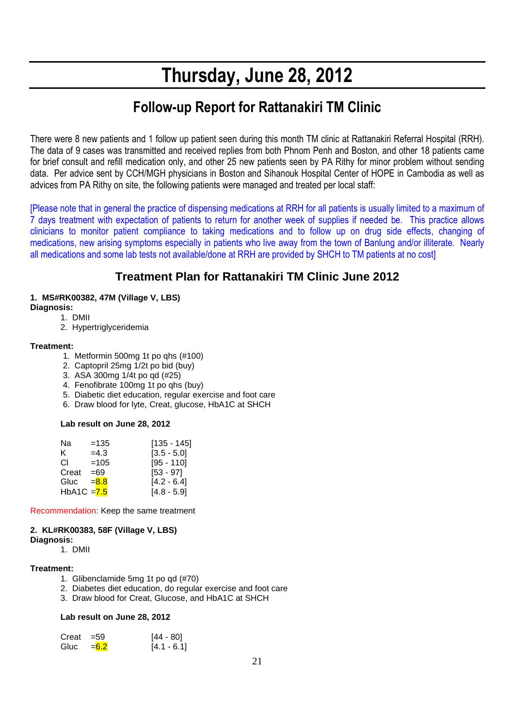# Thursday, June 28, 2012

## Follow-up Report for Rattanakiri TM Clinic

There were 8 new patients and 1 follow up patient seen during this month TM clinic at Rattanakiri Referral Hospital (RRH). The data of 9 cases was transmitted and received replies from both Phnom Penh and Boston, and other 18 patients came for brief consult and refill medication only, and other 25 new patients seen by PA Rithy for minor problem without sending data. Per advice sent by CCH/MGH physicians in Boston and Sihanouk Hospital Center of HOPE in Cambodia as well as advices from PA Rithy on site, the following patients were managed and treated per local staff:

[Please note that in general the practice of dispensing medications at RRH for all patients is usually limited to a maximum of 7 days treatment with expectation of patients to return for another week of supplies if needed be. This practice allows clinicians to monitor patient compliance to taking medications and to follow up on drug side effects, changing of medications, new arising symptoms especially in patients who live away from the town of Banlung and/or illiterate. Nearly all medications and some lab tests not available/done at RRH are provided by SHCH to TM patients at no cost]

### Treatment Plan for Rattanakiri TM Clinic June 2012

**1. MS#RK00382, 47M (Village V, LBS)**

**Diagnosis:**

1. DMII
2. Hypertriglyceridemia

**Treatment:**

1. Metformin 500mg 1t po qhs (#100)
2. Captopril 25mg 1/2t po bid (buy)
3. ASA 300mg 1/4t po qd (#25)
4. Fenofibrate 100mg 1t po qhs (buy)
5. Diabetic diet education, regular exercise and foot care
6. Draw blood for lyte, Creat, glucose, HbA1C at SHCH

**Lab result on June 28, 2012**

| | | |
|---|---|---|
| Na | =135 | [135 - 145] |
| K | =4.3 | [3.5 - 5.0] |
| Cl | =105 | [95 - 110] |
| Creat | =69 | [53 - 97] |
| Gluc | =8.8 | [4.2 - 6.4] |
| HbA1C | =7.5 | [4.8 - 5.9] |

Recommendation: Keep the same treatment

**2. KL#RK00383, 58F (Village V, LBS)**

**Diagnosis:**

1. DMII

**Treatment:**

1. Glibenclamide 5mg 1t po qd (#70)
2. Diabetes diet education, do regular exercise and foot care
3. Draw blood for Creat, Glucose, and HbA1C at SHCH

**Lab result on June 28, 2012**

| | | |
|---|---|---|
| Creat | =59 | [44 - 80] |
| Gluc | =6.2 | [4.1 - 6.1] |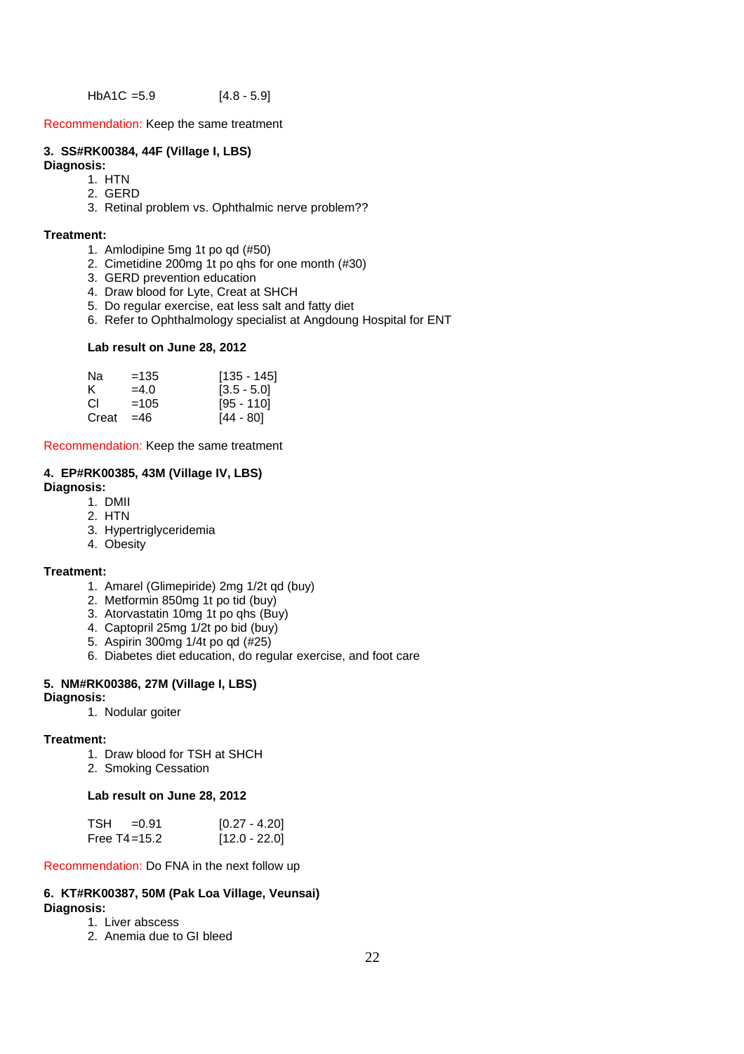HbA1C =5.9 [4.8 - 5.9]

Recommendation: Keep the same treatment

**3. SS#RK00384, 44F (Village I, LBS)**

**Diagnosis:**

1. HTN
2. GERD
3. Retinal problem vs. Ophthalmic nerve problem??

**Treatment:**

1. Amlodipine 5mg 1t po qd (#50)
2. Cimetidine 200mg 1t po qhs for one month (#30)
3. GERD prevention education
4. Draw blood for Lyte, Creat at SHCH
5. Do regular exercise, eat less salt and fatty diet
6. Refer to Ophthalmology specialist at Angdoung Hospital for ENT

**Lab result on June 28, 2012**

| Test | Result | Reference |
|---|---|---|
| Na | =135 | [135 - 145] |
| K | =4.0 | [3.5 - 5.0] |
| Cl | =105 | [95 - 110] |
| Creat | =46 | [44 - 80] |

Recommendation: Keep the same treatment

**4. EP#RK00385, 43M (Village IV, LBS)**

**Diagnosis:**

1. DMII
2. HTN
3. Hypertriglyceridemia
4. Obesity

**Treatment:**

1. Amarel (Glimepiride) 2mg 1/2t qd (buy)
2. Metformin 850mg 1t po tid (buy)
3. Atorvastatin 10mg 1t po qhs (Buy)
4. Captopril 25mg 1/2t po bid (buy)
5. Aspirin 300mg 1/4t po qd (#25)
6. Diabetes diet education, do regular exercise, and foot care

**5. NM#RK00386, 27M (Village I, LBS)**

**Diagnosis:**

1. Nodular goiter

**Treatment:**

1. Draw blood for TSH at SHCH
2. Smoking Cessation

**Lab result on June 28, 2012**

| Test | Result | Reference |
|---|---|---|
| TSH | =0.91 | [0.27 - 4.20] |
| Free T4 | =15.2 | [12.0 - 22.0] |

Recommendation: Do FNA in the next follow up

**6. KT#RK00387, 50M (Pak Loa Village, Veunsai)**

**Diagnosis:**

1. Liver abscess
2. Anemia due to GI bleed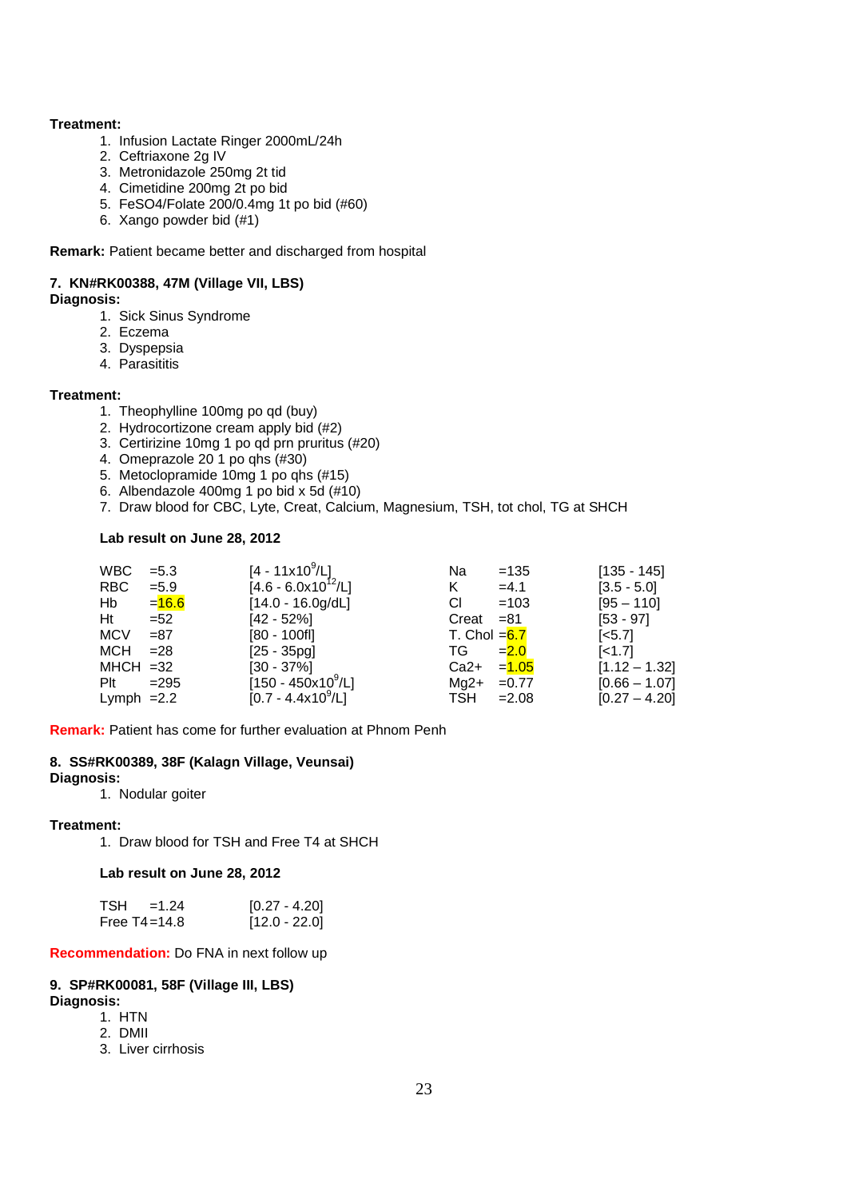**Treatment:**

1. Infusion Lactate Ringer 2000mL/24h
2. Ceftriaxone 2g IV
3. Metronidazole 250mg 2t tid
4. Cimetidine 200mg 2t po bid
5. FeSO4/Folate 200/0.4mg 1t po bid (#60)
6. Xango powder bid (#1)

**Remark:** Patient became better and discharged from hospital

**7. KN#RK00388, 47M (Village VII, LBS)**

**Diagnosis:**

1. Sick Sinus Syndrome
2. Eczema
3. Dyspepsia
4. Parasititis

**Treatment:**

1. Theophylline 100mg po qd (buy)
2. Hydrocortizone cream apply bid (#2)
3. Certirizine 10mg 1 po qd prn pruritus (#20)
4. Omeprazole 20 1 po qhs (#30)
5. Metoclopramide 10mg 1 po qhs (#15)
6. Albendazole 400mg 1 po bid x 5d (#10)
7. Draw blood for CBC, Lyte, Creat, Calcium, Magnesium, TSH, tot chol, TG at SHCH

**Lab result on June 28, 2012**

| Test | Result | Reference | Test | Result | Reference |
|---|---|---|---|---|---|
| WBC | =5.3 | [4 - 11x10$^9$/L] | Na | =135 | [135 - 145] |
| RBC | =5.9 | [4.6 - 6.0x10$^{12}$/L] | K | =4.1 | [3.5 - 5.0] |
| Hb | =16.6 | [14.0 - 16.0g/dL] | Cl | =103 | [95 – 110] |
| Ht | =52 | [42 - 52%] | Creat | =81 | [53 - 97] |
| MCV | =87 | [80 - 100fl] | T. Chol | =6.7 | [<5.7] |
| MCH | =28 | [25 - 35pg] | TG | =2.0 | [<1.7] |
| MHCH | =32 | [30 - 37%] | Ca2+ | =1.05 | [1.12 – 1.32] |
| Plt | =295 | [150 - 450x10$^9$/L] | Mg2+ | =0.77 | [0.66 – 1.07] |
| Lymph | =2.2 | [0.7 - 4.4x10$^9$/L] | TSH | =2.08 | [0.27 – 4.20] |

**Remark:** Patient has come for further evaluation at Phnom Penh

**8. SS#RK00389, 38F (Kalagn Village, Veunsai)**

**Diagnosis:**

1. Nodular goiter

**Treatment:**

1. Draw blood for TSH and Free T4 at SHCH

**Lab result on June 28, 2012**

| Test | Result | Reference |
|---|---|---|
| TSH | =1.24 | [0.27 - 4.20] |
| Free T4 | =14.8 | [12.0 - 22.0] |

**Recommendation:** Do FNA in next follow up

**9. SP#RK00081, 58F (Village III, LBS)**

**Diagnosis:**

1. HTN
2. DMII
3. Liver cirrhosis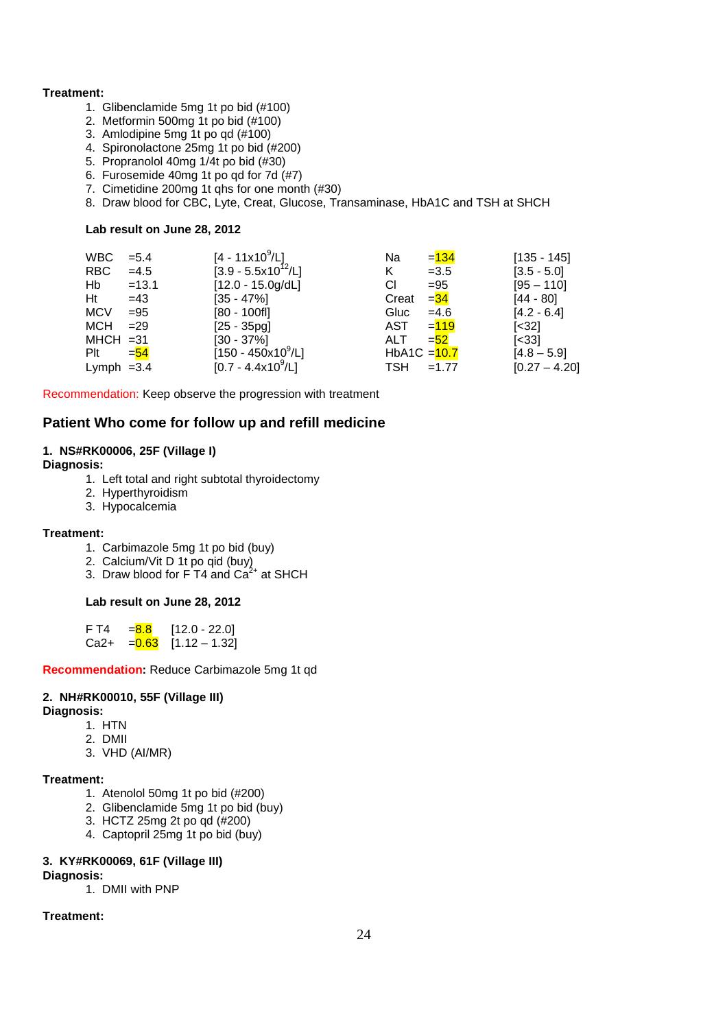**Treatment:**

1. Glibenclamide 5mg 1t po bid (#100)
2. Metformin 500mg 1t po bid (#100)
3. Amlodipine 5mg 1t po qd (#100)
4. Spironolactone 25mg 1t po bid (#200)
5. Propranolol 40mg 1/4t po bid (#30)
6. Furosemide 40mg 1t po qd for 7d (#7)
7. Cimetidine 200mg 1t qhs for one month (#30)
8. Draw blood for CBC, Lyte, Creat, Glucose, Transaminase, HbA1C and TSH at SHCH

**Lab result on June 28, 2012**

| Test | Result | Reference | Test | Result | Reference |
|---|---|---|---|---|---|
| WBC | =5.4 | [4 - 11x10$^9$/L] | Na | =134 | [135 - 145] |
| RBC | =4.5 | [3.9 - 5.5x10$^{12}$/L] | K | =3.5 | [3.5 - 5.0] |
| Hb | =13.1 | [12.0 - 15.0g/dL] | Cl | =95 | [95 – 110] |
| Ht | =43 | [35 - 47%] | Creat | =34 | [44 - 80] |
| MCV | =95 | [80 - 100fl] | Gluc | =4.6 | [4.2 - 6.4] |
| MCH | =29 | [25 - 35pg] | AST | =119 | [<32] |
| MHCH | =31 | [30 - 37%] | ALT | =52 | [<33] |
| Plt | =54 | [150 - 450x10$^9$/L] | HbA1C | =10.7 | [4.8 – 5.9] |
| Lymph | =3.4 | [0.7 - 4.4x10$^9$/L] | TSH | =1.77 | [0.27 – 4.20] |

Recommendation: Keep observe the progression with treatment

## Patient Who come for follow up and refill medicine

### 1. NS#RK00006, 25F (Village I)

**Diagnosis:**

1. Left total and right subtotal thyroidectomy
2. Hyperthyroidism
3. Hypocalcemia

**Treatment:**

1. Carbimazole 5mg 1t po bid (buy)
2. Calcium/Vit D 1t po qid (buy)
3. Draw blood for F T4 and $Ca^{2+}$ at SHCH

**Lab result on June 28, 2012**

| Test | Result | Reference |
|---|---|---|
| F T4 | =8.8 | [12.0 - 22.0] |
| Ca2+ | =0.63 | [1.12 – 1.32] |

**Recommendation:** Reduce Carbimazole 5mg 1t qd

### 2. NH#RK00010, 55F (Village III)

**Diagnosis:**

1. HTN
2. DMII
3. VHD (AI/MR)

**Treatment:**

1. Atenolol 50mg 1t po bid (#200)
2. Glibenclamide 5mg 1t po bid (buy)
3. HCTZ 25mg 2t po qd (#200)
4. Captopril 25mg 1t po bid (buy)

### 3. KY#RK00069, 61F (Village III)

**Diagnosis:**

1. DMII with PNP

**Treatment:**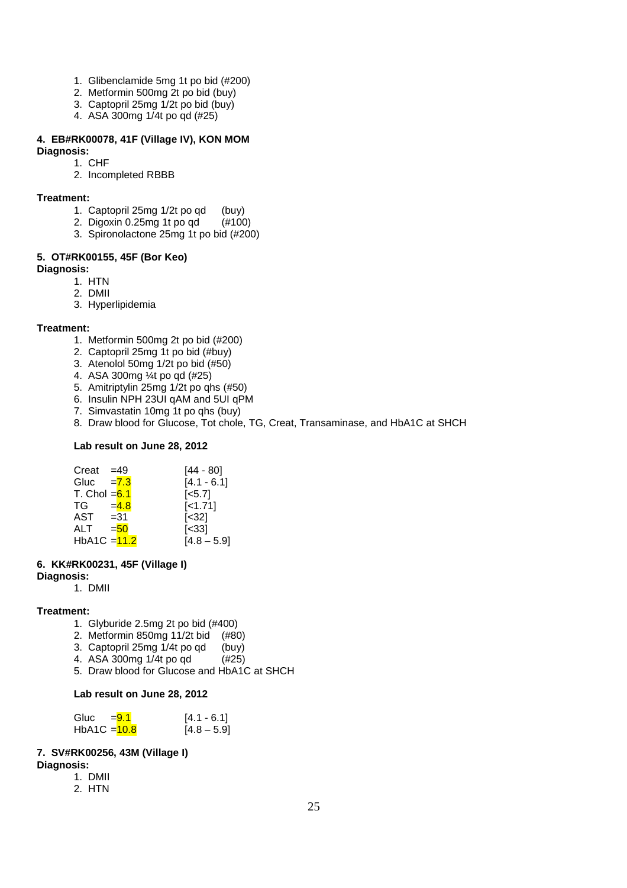1. Glibenclamide 5mg 1t po bid (#200)
2. Metformin 500mg 2t po bid (buy)
3. Captopril 25mg 1/2t po bid (buy)
4. ASA 300mg 1/4t po qd (#25)

**4. EB#RK00078, 41F (Village IV), KON MOM**

**Diagnosis:**

1. CHF
2. Incompleted RBBB

**Treatment:**

1. Captopril 25mg 1/2t po qd (buy)
2. Digoxin 0.25mg 1t po qd (#100)
3. Spironolactone 25mg 1t po bid (#200)

**5. OT#RK00155, 45F (Bor Keo)**

**Diagnosis:**

1. HTN
2. DMII
3. Hyperlipidemia

**Treatment:**

1. Metformin 500mg 2t po bid (#200)
2. Captopril 25mg 1t po bid (#buy)
3. Atenolol 50mg 1/2t po bid (#50)
4. ASA 300mg ¼t po qd (#25)
5. Amitriptylin 25mg 1/2t po qhs (#50)
6. Insulin NPH 23UI qAM and 5UI qPM
7. Simvastatin 10mg 1t po qhs (buy)
8. Draw blood for Glucose, Tot chole, TG, Creat, Transaminase, and HbA1C at SHCH

**Lab result on June 28, 2012**

| Test | Result | Reference |
|---|---|---|
| Creat | =49 | [44 - 80] |
| Gluc | =7.3 | [4.1 - 6.1] |
| T. Chol | =6.1 | [<5.7] |
| TG | =4.8 | [<1.71] |
| AST | =31 | [<32] |
| ALT | =50 | [<33] |
| HbA1C | =11.2 | [4.8 – 5.9] |

**6. KK#RK00231, 45F (Village I)**

**Diagnosis:**

1. DMII

**Treatment:**

1. Glyburide 2.5mg 2t po bid (#400)
2. Metformin 850mg 11/2t bid (#80)
3. Captopril 25mg 1/4t po qd (buy)
4. ASA 300mg 1/4t po qd (#25)
5. Draw blood for Glucose and HbA1C at SHCH

**Lab result on June 28, 2012**

| Test | Result | Reference |
|---|---|---|
| Gluc | =9.1 | [4.1 - 6.1] |
| HbA1C | =10.8 | [4.8 – 5.9] |

**7. SV#RK00256, 43M (Village I)**

**Diagnosis:**

1. DMII
2. HTN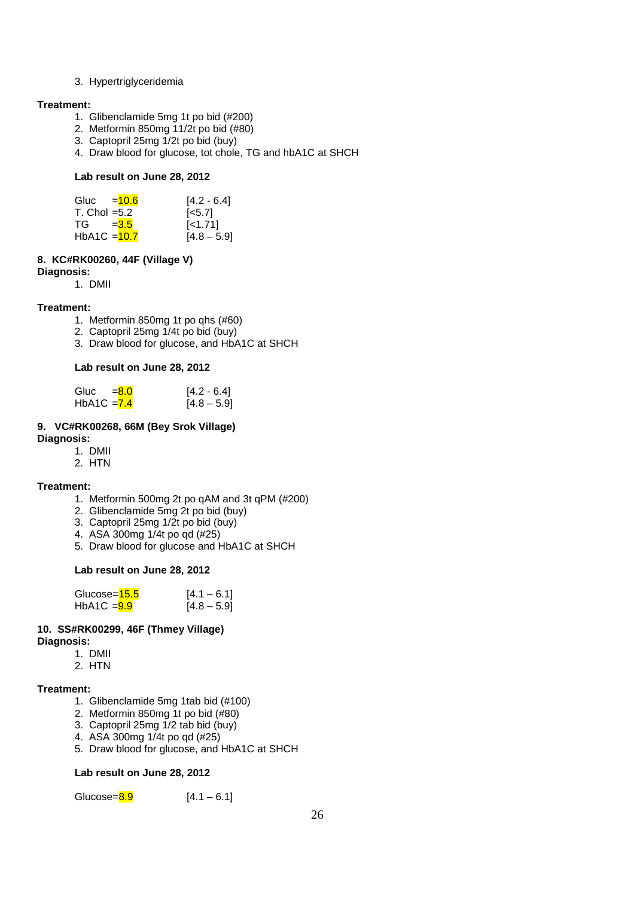3. Hypertriglyceridemia

**Treatment:**

1. Glibenclamide 5mg 1t po bid (#200)
2. Metformin 850mg 11/2t po bid (#80)
3. Captopril 25mg 1/2t po bid (buy)
4. Draw blood for glucose, tot chole, TG and hbA1C at SHCH

**Lab result on June 28, 2012**

| | |
|---|---|
| Gluc =10.6 | [4.2 - 6.4] |
| T. Chol =5.2 | [<5.7] |
| TG =3.5 | [<1.71] |
| HbA1C =10.7 | [4.8 – 5.9] |

**8. KC#RK00260, 44F (Village V)**

**Diagnosis:**

1. DMII

**Treatment:**

1. Metformin 850mg 1t po qhs (#60)
2. Captopril 25mg 1/4t po bid (buy)
3. Draw blood for glucose, and HbA1C at SHCH

**Lab result on June 28, 2012**

| | |
|---|---|
| Gluc =8.0 | [4.2 - 6.4] |
| HbA1C =7.4 | [4.8 – 5.9] |

**9. VC#RK00268, 66M (Bey Srok Village)**

**Diagnosis:**

1. DMII
2. HTN

**Treatment:**

1. Metformin 500mg 2t po qAM and 3t qPM (#200)
2. Glibenclamide 5mg 2t po bid (buy)
3. Captopril 25mg 1/2t po bid (buy)
4. ASA 300mg 1/4t po qd (#25)
5. Draw blood for glucose and HbA1C at SHCH

**Lab result on June 28, 2012**

| | |
|---|---|
| Glucose=15.5 | [4.1 – 6.1] |
| HbA1C =9.9 | [4.8 – 5.9] |

**10. SS#RK00299, 46F (Thmey Village)**

**Diagnosis:**

1. DMII
2. HTN

**Treatment:**

1. Glibenclamide 5mg 1tab bid (#100)
2. Metformin 850mg 1t po bid (#80)
3. Captopril 25mg 1/2 tab bid (buy)
4. ASA 300mg 1/4t po qd (#25)
5. Draw blood for glucose, and HbA1C at SHCH

**Lab result on June 28, 2012**

| | |
|---|---|
| Glucose=8.9 | [4.1 – 6.1] |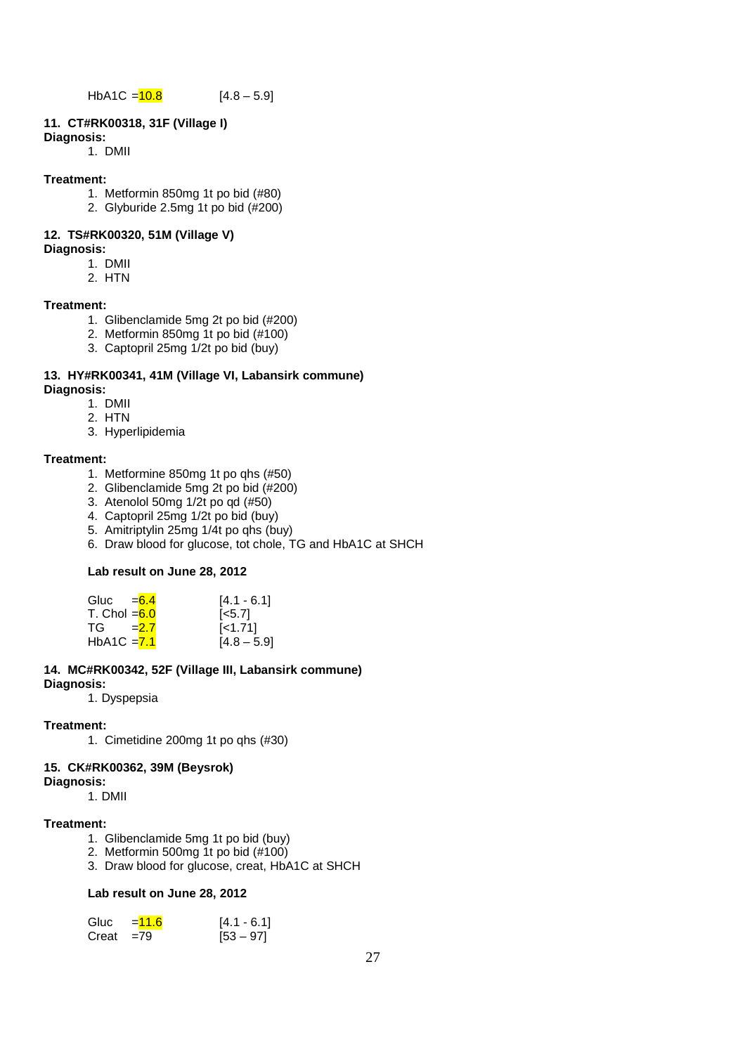HbA1C =10.8 [4.8 – 5.9]

**11. CT#RK00318, 31F (Village I)**
**Diagnosis:**

1. DMII

**Treatment:**

1. Metformin 850mg 1t po bid (#80)
2. Glyburide 2.5mg 1t po bid (#200)

**12. TS#RK00320, 51M (Village V)**
**Diagnosis:**

1. DMII
2. HTN

**Treatment:**

1. Glibenclamide 5mg 2t po bid (#200)
2. Metformin 850mg 1t po bid (#100)
3. Captopril 25mg 1/2t po bid (buy)

**13. HY#RK00341, 41M (Village VI, Labansirk commune)**
**Diagnosis:**

1. DMII
2. HTN
3. Hyperlipidemia

**Treatment:**

1. Metformine 850mg 1t po qhs (#50)
2. Glibenclamide 5mg 2t po bid (#200)
3. Atenolol 50mg 1/2t po qd (#50)
4. Captopril 25mg 1/2t po bid (buy)
5. Amitriptylin 25mg 1/4t po qhs (buy)
6. Draw blood for glucose, tot chole, TG and HbA1C at SHCH

**Lab result on June 28, 2012**

| | | |
|---|---|---|
| Gluc | =6.4 | [4.1 - 6.1] |
| T. Chol | =6.0 | [<5.7] |
| TG | =2.7 | [<1.71] |
| HbA1C | =7.1 | [4.8 – 5.9] |

**14. MC#RK00342, 52F (Village III, Labansirk commune)**
**Diagnosis:**

1. Dyspepsia

**Treatment:**

1. Cimetidine 200mg 1t po qhs (#30)

**15. CK#RK00362, 39M (Beysrok)**
**Diagnosis:**

1. DMII

**Treatment:**

1. Glibenclamide 5mg 1t po bid (buy)
2. Metformin 500mg 1t po bid (#100)
3. Draw blood for glucose, creat, HbA1C at SHCH

**Lab result on June 28, 2012**

| | | |
|---|---|---|
| Gluc | =11.6 | [4.1 - 6.1] |
| Creat | =79 | [53 – 97] |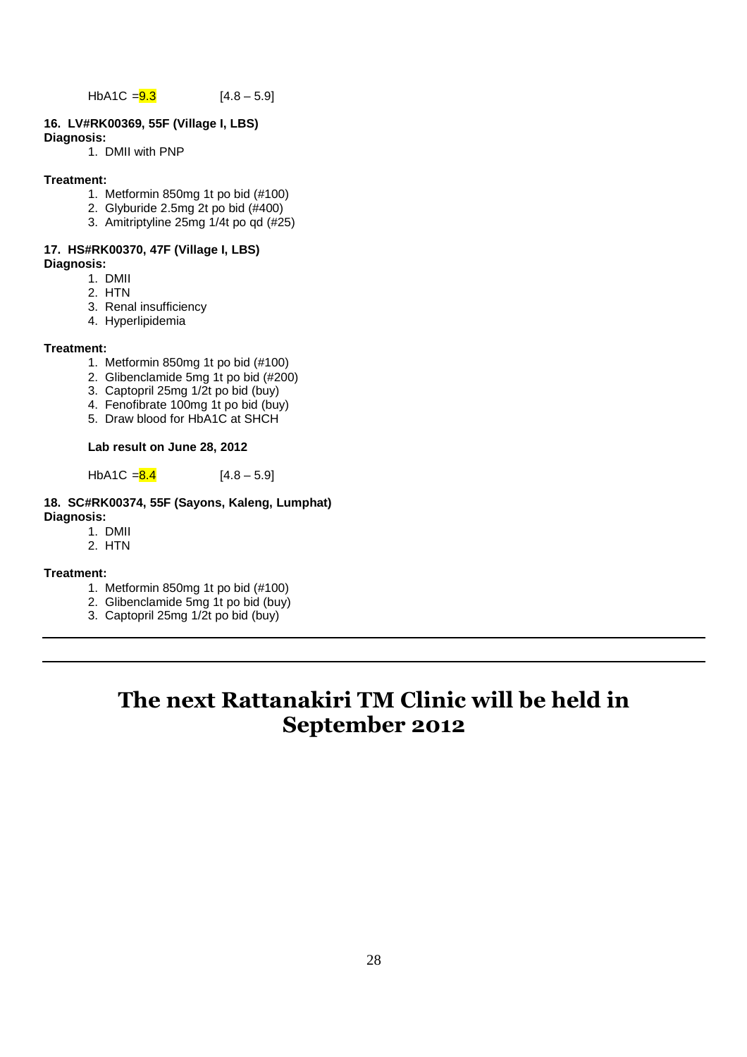HbA1C =9.3 [4.8 – 5.9]

**16. LV#RK00369, 55F (Village I, LBS)**
**Diagnosis:**

1. DMII with PNP

**Treatment:**

1. Metformin 850mg 1t po bid (#100)
2. Glyburide 2.5mg 2t po bid (#400)
3. Amitriptyline 25mg 1/4t po qd (#25)

**17. HS#RK00370, 47F (Village I, LBS)**
**Diagnosis:**

1. DMII
2. HTN
3. Renal insufficiency
4. Hyperlipidemia

**Treatment:**

1. Metformin 850mg 1t po bid (#100)
2. Glibenclamide 5mg 1t po bid (#200)
3. Captopril 25mg 1/2t po bid (buy)
4. Fenofibrate 100mg 1t po bid (buy)
5. Draw blood for HbA1C at SHCH

**Lab result on June 28, 2012**

HbA1C =8.4 [4.8 – 5.9]

**18. SC#RK00374, 55F (Sayons, Kaleng, Lumphat)**
**Diagnosis:**

1. DMII
2. HTN

**Treatment:**

1. Metformin 850mg 1t po bid (#100)
2. Glibenclamide 5mg 1t po bid (buy)
3. Captopril 25mg 1/2t po bid (buy)

---

# The next Rattanakiri TM Clinic will be held in September 2012